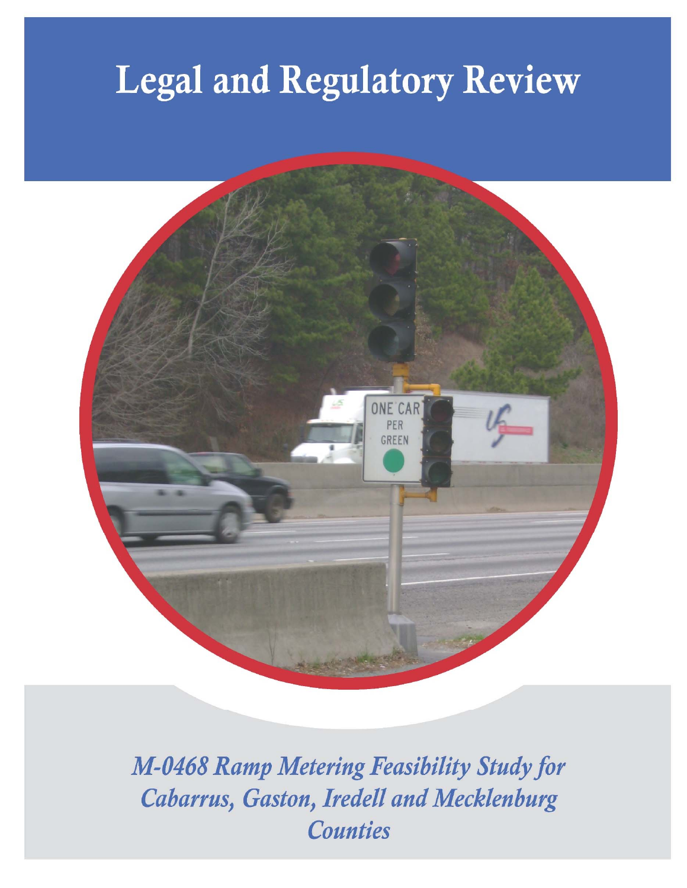# Legal and Regulatory Review

*M-0468 Ramp Metering Feasibility Study for Cabarrus, Gaston, Iredell and Mecklenburg Counties*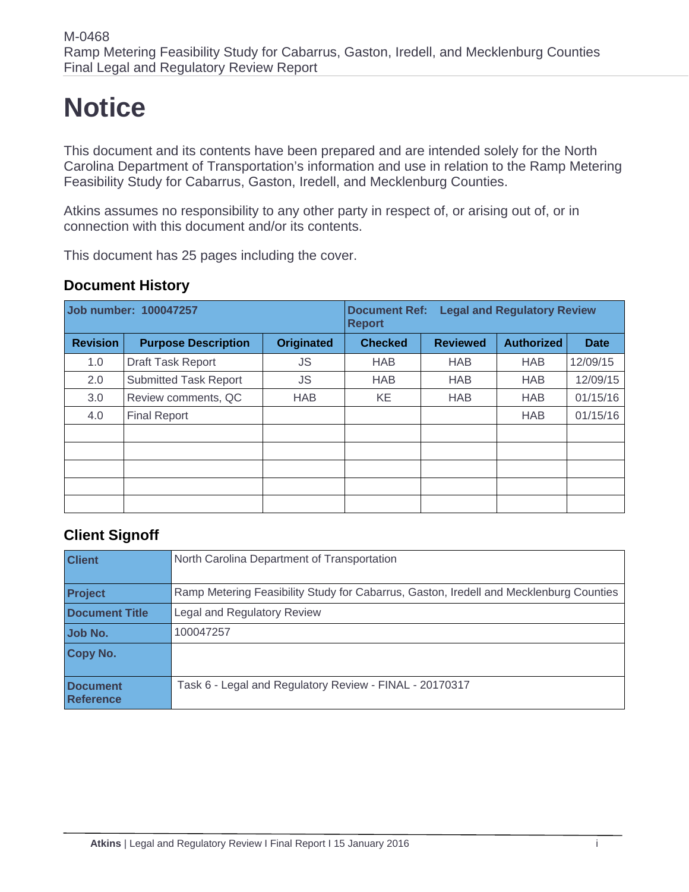# Notice

This document and its contents have been prepared and are intended solely for the North Carolina Department of Transportation's information and use in relation to the Ramp Metering Feasibility Study for Cabarrus, Gaston, Iredell, and Mecklenburg Counties.

Atkins assumes no responsibility to any other party in respect of, or arising out of, or in connection with this document and/or its contents.

This document has 25 pages including the cover.

## Document History

| Job number: 100047257 | | | Document Ref: Legal and Regulatory Review Report | | | |
|---|---|---|---|---|---|---|
| **Revision** | **Purpose Description** | **Originated** | **Checked** | **Reviewed** | **Authorized** | **Date** |
| 1.0 | Draft Task Report | JS | HAB | HAB | HAB | 12/09/15 |
| 2.0 | Submitted Task Report | JS | HAB | HAB | HAB | 12/09/15 |
| 3.0 | Review comments, QC | HAB | KE | HAB | HAB | 01/15/16 |
| 4.0 | Final Report | | | | HAB | 01/15/16 |
| | | | | | | |
| | | | | | | |
| | | | | | | |
| | | | | | | |
| | | | | | | |

## Client Signoff

| | |
|---|---|
| **Client** | North Carolina Department of Transportation |
| **Project** | Ramp Metering Feasibility Study for Cabarrus, Gaston, Iredell and Mecklenburg Counties |
| **Document Title** | Legal and Regulatory Review |
| **Job No.** | 100047257 |
| **Copy No.** | |
| **Document Reference** | Task 6 - Legal and Regulatory Review - FINAL - 20170317 |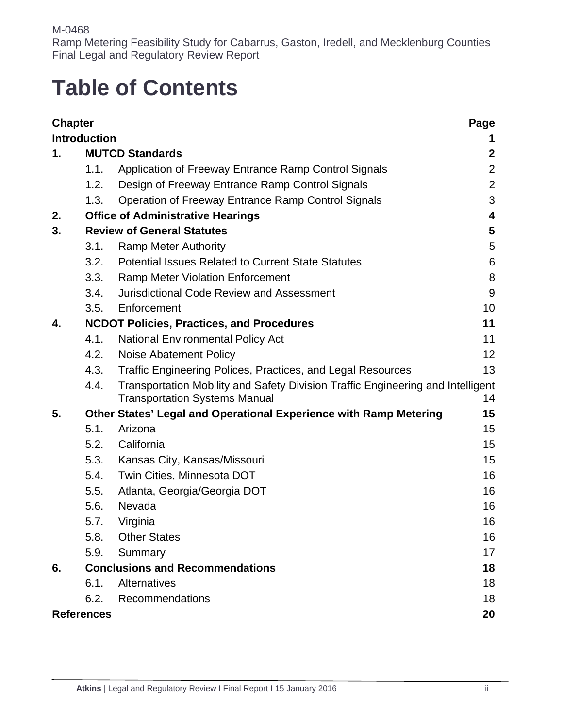# Table of Contents

| Chapter | | | Page |
|---|---|---|---|
| **Introduction** | | | **1** |
| **1.** | **MUTCD Standards** | | **2** |
| | 1.1. | Application of Freeway Entrance Ramp Control Signals | 2 |
| | 1.2. | Design of Freeway Entrance Ramp Control Signals | 2 |
| | 1.3. | Operation of Freeway Entrance Ramp Control Signals | 3 |
| **2.** | **Office of Administrative Hearings** | | **4** |
| **3.** | **Review of General Statutes** | | **5** |
| | 3.1. | Ramp Meter Authority | 5 |
| | 3.2. | Potential Issues Related to Current State Statutes | 6 |
| | 3.3. | Ramp Meter Violation Enforcement | 8 |
| | 3.4. | Jurisdictional Code Review and Assessment | 9 |
| | 3.5. | Enforcement | 10 |
| **4.** | **NCDOT Policies, Practices, and Procedures** | | **11** |
| | 4.1. | National Environmental Policy Act | 11 |
| | 4.2. | Noise Abatement Policy | 12 |
| | 4.3. | Traffic Engineering Polices, Practices, and Legal Resources | 13 |
| | 4.4. | Transportation Mobility and Safety Division Traffic Engineering and Intelligent Transportation Systems Manual | 14 |
| **5.** | **Other States' Legal and Operational Experience with Ramp Metering** | | **15** |
| | 5.1. | Arizona | 15 |
| | 5.2. | California | 15 |
| | 5.3. | Kansas City, Kansas/Missouri | 15 |
| | 5.4. | Twin Cities, Minnesota DOT | 16 |
| | 5.5. | Atlanta, Georgia/Georgia DOT | 16 |
| | 5.6. | Nevada | 16 |
| | 5.7. | Virginia | 16 |
| | 5.8. | Other States | 16 |
| | 5.9. | Summary | 17 |
| **6.** | **Conclusions and Recommendations** | | **18** |
| | 6.1. | Alternatives | 18 |
| | 6.2. | Recommendations | 18 |
| **References** | | | **20** |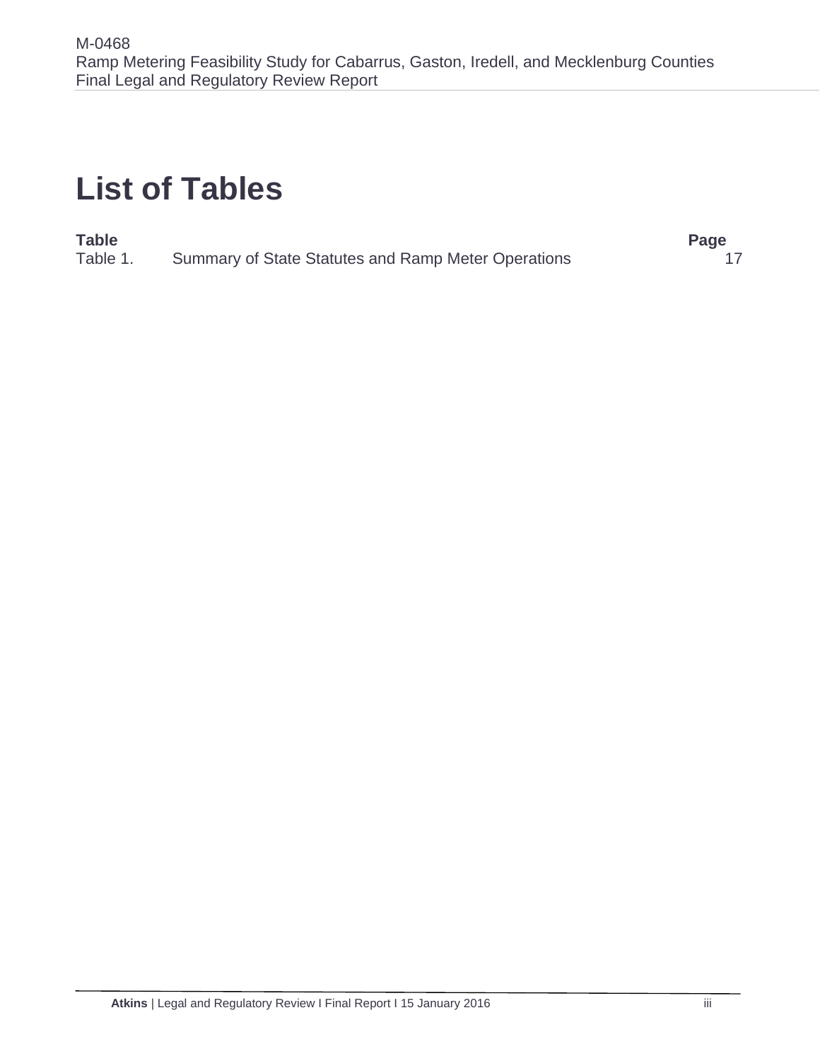# List of Tables

| Table | | Page |
|---|---|---|
| Table 1. | Summary of State Statutes and Ramp Meter Operations | 17 |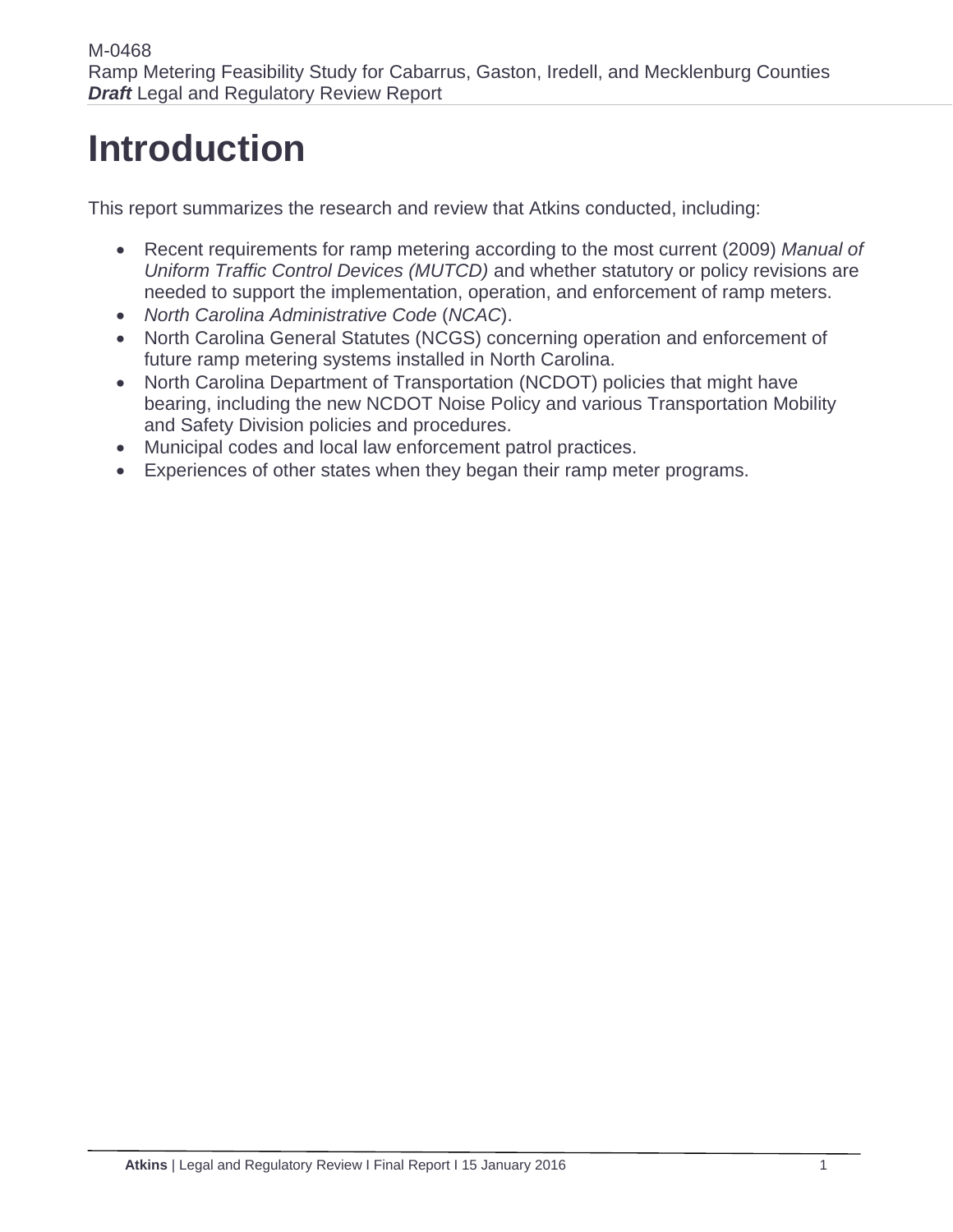# Introduction

This report summarizes the research and review that Atkins conducted, including:

- Recent requirements for ramp metering according to the most current (2009) *Manual of Uniform Traffic Control Devices (MUTCD)* and whether statutory or policy revisions are needed to support the implementation, operation, and enforcement of ramp meters.
- *North Carolina Administrative Code* (*NCAC*).
- North Carolina General Statutes (NCGS) concerning operation and enforcement of future ramp metering systems installed in North Carolina.
- North Carolina Department of Transportation (NCDOT) policies that might have bearing, including the new NCDOT Noise Policy and various Transportation Mobility and Safety Division policies and procedures.
- Municipal codes and local law enforcement patrol practices.
- Experiences of other states when they began their ramp meter programs.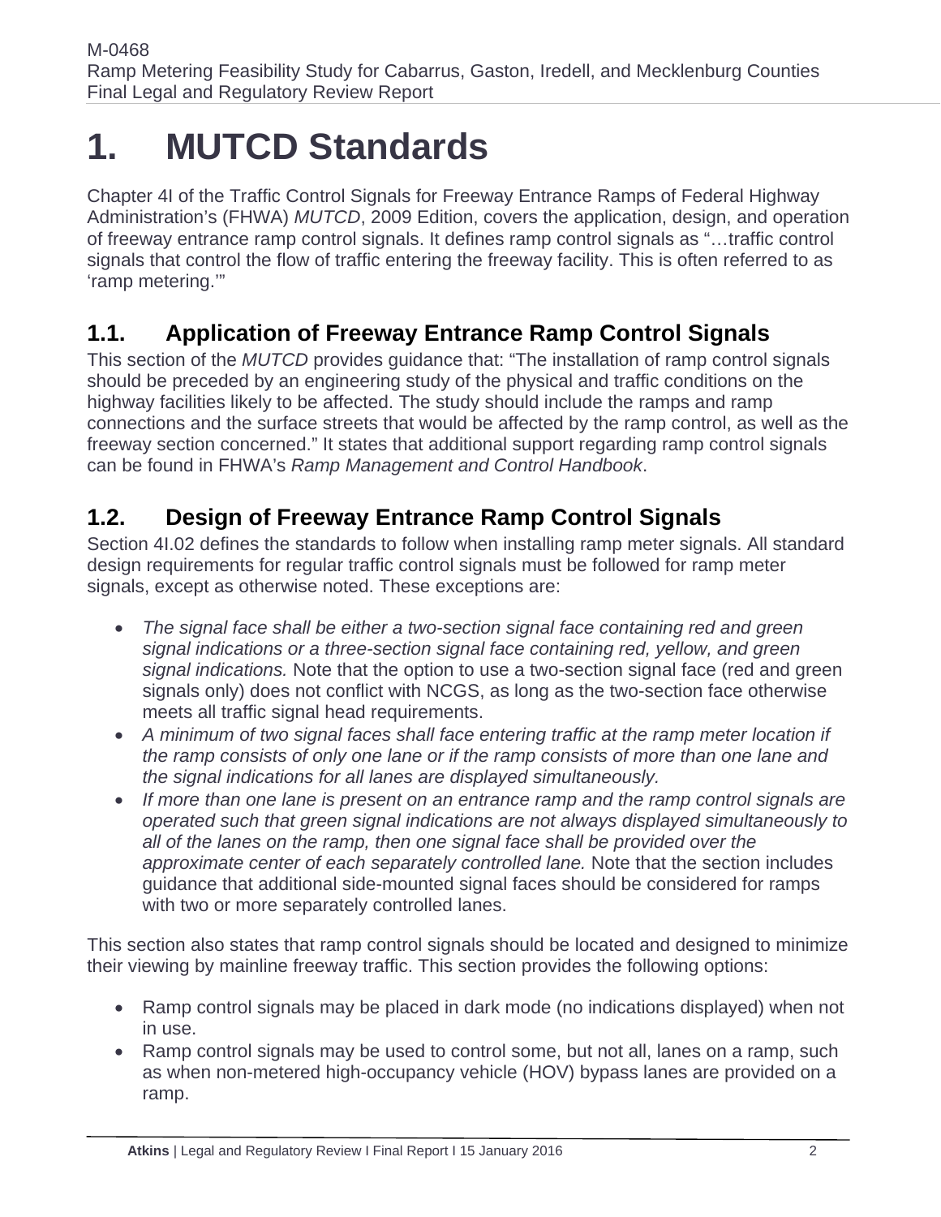# 1. MUTCD Standards

Chapter 4I of the Traffic Control Signals for Freeway Entrance Ramps of Federal Highway Administration's (FHWA) *MUTCD*, 2009 Edition, covers the application, design, and operation of freeway entrance ramp control signals. It defines ramp control signals as "…traffic control signals that control the flow of traffic entering the freeway facility. This is often referred to as 'ramp metering.'"

## 1.1. Application of Freeway Entrance Ramp Control Signals

This section of the *MUTCD* provides guidance that: "The installation of ramp control signals should be preceded by an engineering study of the physical and traffic conditions on the highway facilities likely to be affected. The study should include the ramps and ramp connections and the surface streets that would be affected by the ramp control, as well as the freeway section concerned." It states that additional support regarding ramp control signals can be found in FHWA's *Ramp Management and Control Handbook*.

## 1.2. Design of Freeway Entrance Ramp Control Signals

Section 4I.02 defines the standards to follow when installing ramp meter signals. All standard design requirements for regular traffic control signals must be followed for ramp meter signals, except as otherwise noted. These exceptions are:

- *The signal face shall be either a two-section signal face containing red and green signal indications or a three-section signal face containing red, yellow, and green signal indications.* Note that the option to use a two-section signal face (red and green signals only) does not conflict with NCGS, as long as the two-section face otherwise meets all traffic signal head requirements.
- *A minimum of two signal faces shall face entering traffic at the ramp meter location if the ramp consists of only one lane or if the ramp consists of more than one lane and the signal indications for all lanes are displayed simultaneously.*
- *If more than one lane is present on an entrance ramp and the ramp control signals are operated such that green signal indications are not always displayed simultaneously to all of the lanes on the ramp, then one signal face shall be provided over the approximate center of each separately controlled lane.* Note that the section includes guidance that additional side-mounted signal faces should be considered for ramps with two or more separately controlled lanes.

This section also states that ramp control signals should be located and designed to minimize their viewing by mainline freeway traffic. This section provides the following options:

- Ramp control signals may be placed in dark mode (no indications displayed) when not in use.
- Ramp control signals may be used to control some, but not all, lanes on a ramp, such as when non-metered high-occupancy vehicle (HOV) bypass lanes are provided on a ramp.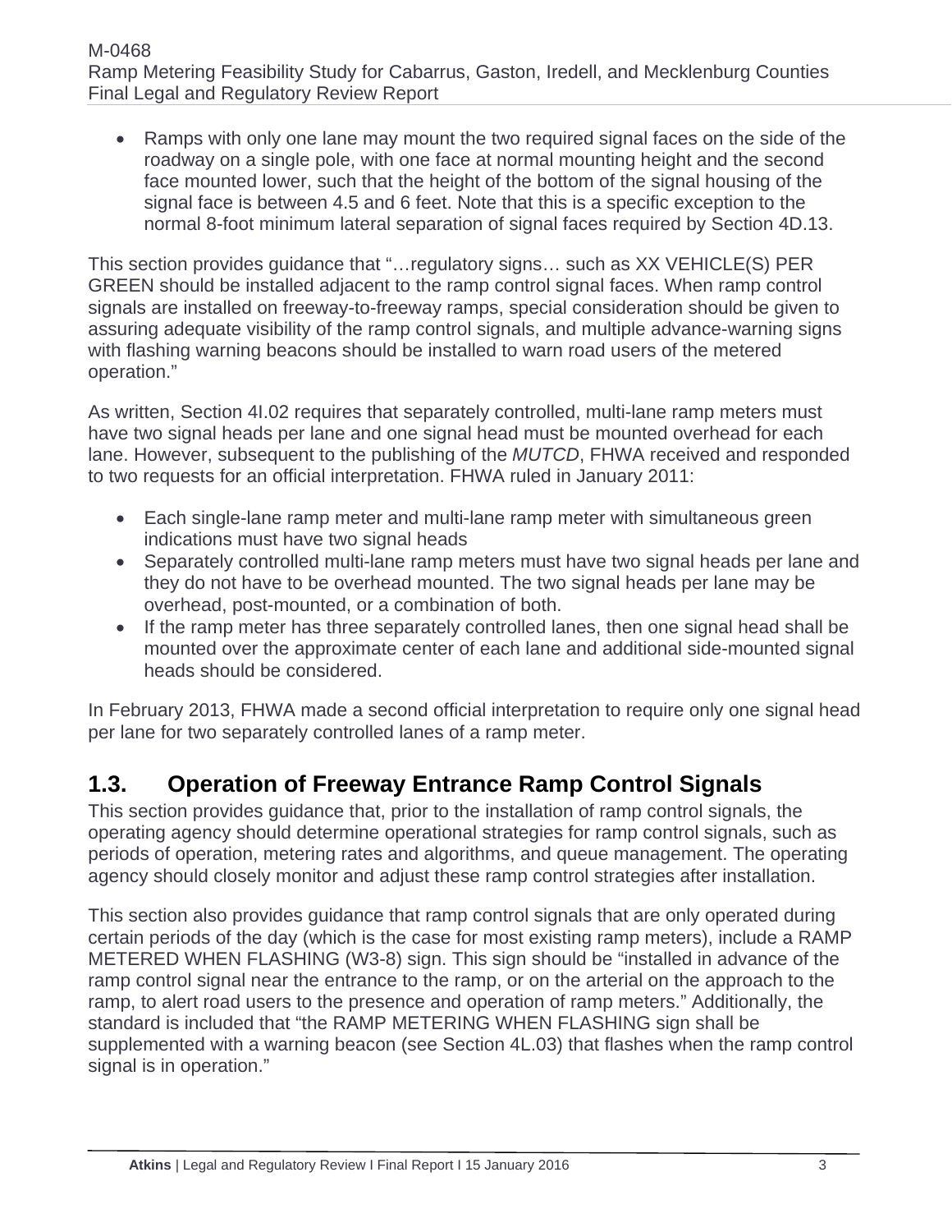- Ramps with only one lane may mount the two required signal faces on the side of the roadway on a single pole, with one face at normal mounting height and the second face mounted lower, such that the height of the bottom of the signal housing of the signal face is between 4.5 and 6 feet. Note that this is a specific exception to the normal 8-foot minimum lateral separation of signal faces required by Section 4D.13.

This section provides guidance that "…regulatory signs… such as XX VEHICLE(S) PER GREEN should be installed adjacent to the ramp control signal faces. When ramp control signals are installed on freeway-to-freeway ramps, special consideration should be given to assuring adequate visibility of the ramp control signals, and multiple advance-warning signs with flashing warning beacons should be installed to warn road users of the metered operation."

As written, Section 4I.02 requires that separately controlled, multi-lane ramp meters must have two signal heads per lane and one signal head must be mounted overhead for each lane. However, subsequent to the publishing of the *MUTCD*, FHWA received and responded to two requests for an official interpretation. FHWA ruled in January 2011:

- Each single-lane ramp meter and multi-lane ramp meter with simultaneous green indications must have two signal heads
- Separately controlled multi-lane ramp meters must have two signal heads per lane and they do not have to be overhead mounted. The two signal heads per lane may be overhead, post-mounted, or a combination of both.
- If the ramp meter has three separately controlled lanes, then one signal head shall be mounted over the approximate center of each lane and additional side-mounted signal heads should be considered.

In February 2013, FHWA made a second official interpretation to require only one signal head per lane for two separately controlled lanes of a ramp meter.

## 1.3. Operation of Freeway Entrance Ramp Control Signals

This section provides guidance that, prior to the installation of ramp control signals, the operating agency should determine operational strategies for ramp control signals, such as periods of operation, metering rates and algorithms, and queue management. The operating agency should closely monitor and adjust these ramp control strategies after installation.

This section also provides guidance that ramp control signals that are only operated during certain periods of the day (which is the case for most existing ramp meters), include a RAMP METERED WHEN FLASHING (W3-8) sign. This sign should be "installed in advance of the ramp control signal near the entrance to the ramp, or on the arterial on the approach to the ramp, to alert road users to the presence and operation of ramp meters." Additionally, the standard is included that "the RAMP METERING WHEN FLASHING sign shall be supplemented with a warning beacon (see Section 4L.03) that flashes when the ramp control signal is in operation."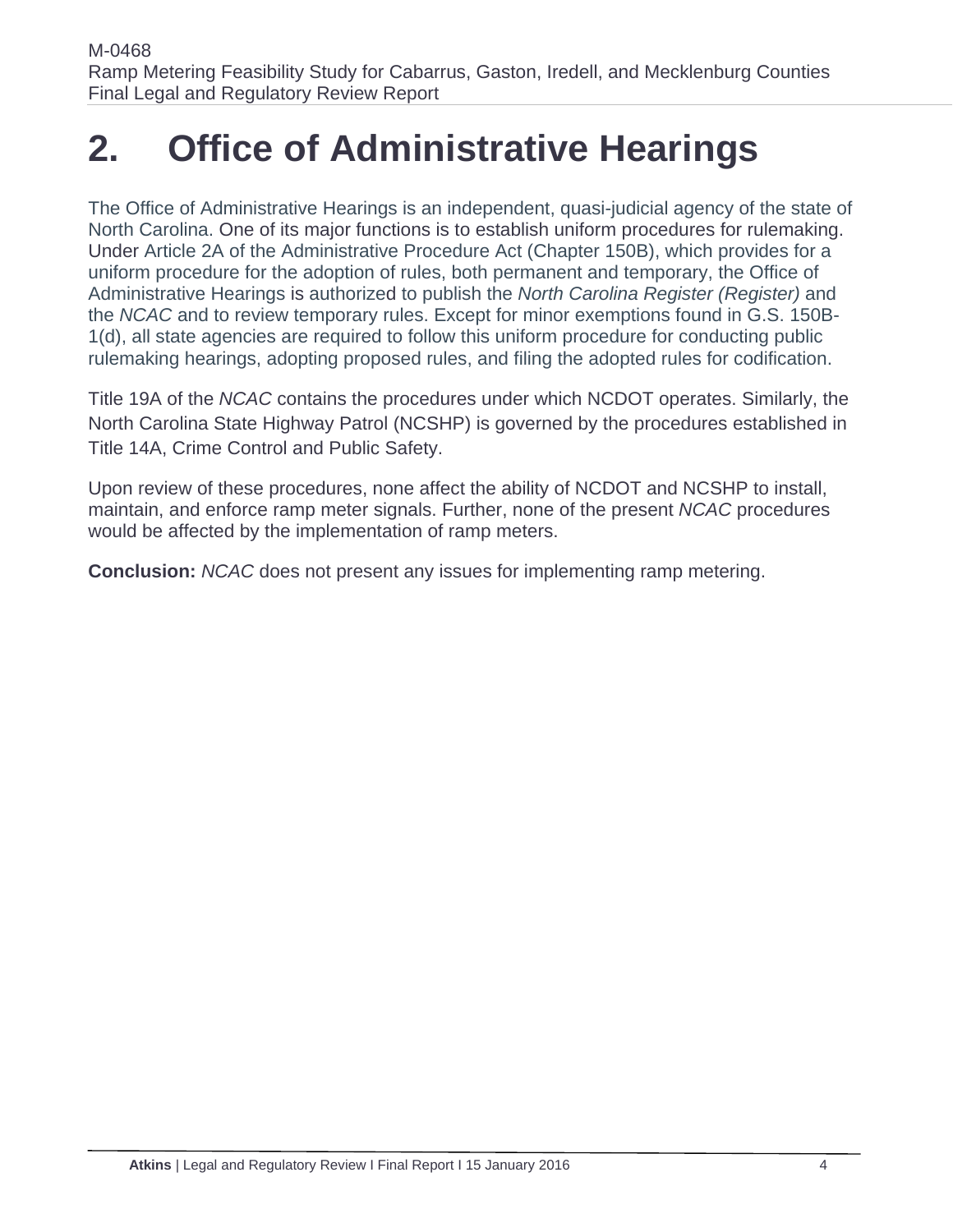# 2. Office of Administrative Hearings

The Office of Administrative Hearings is an independent, quasi-judicial agency of the state of North Carolina. One of its major functions is to establish uniform procedures for rulemaking. Under Article 2A of the Administrative Procedure Act (Chapter 150B), which provides for a uniform procedure for the adoption of rules, both permanent and temporary, the Office of Administrative Hearings is authorized to publish the *North Carolina Register (Register)* and the *NCAC* and to review temporary rules. Except for minor exemptions found in G.S. 150B-1(d), all state agencies are required to follow this uniform procedure for conducting public rulemaking hearings, adopting proposed rules, and filing the adopted rules for codification.

Title 19A of the *NCAC* contains the procedures under which NCDOT operates. Similarly, the North Carolina State Highway Patrol (NCSHP) is governed by the procedures established in Title 14A, Crime Control and Public Safety.

Upon review of these procedures, none affect the ability of NCDOT and NCSHP to install, maintain, and enforce ramp meter signals. Further, none of the present *NCAC* procedures would be affected by the implementation of ramp meters.

**Conclusion:** *NCAC* does not present any issues for implementing ramp metering.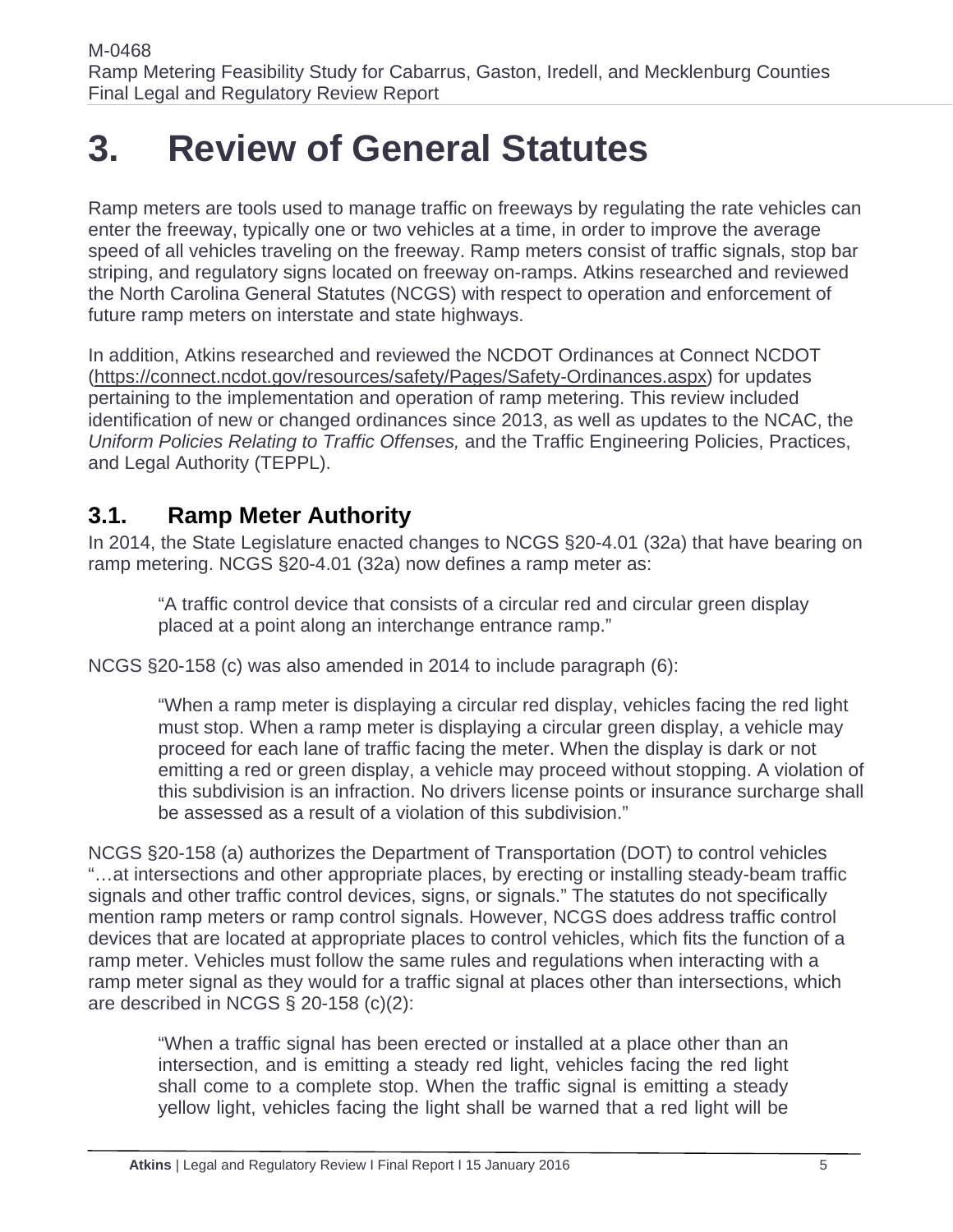# 3. Review of General Statutes

Ramp meters are tools used to manage traffic on freeways by regulating the rate vehicles can enter the freeway, typically one or two vehicles at a time, in order to improve the average speed of all vehicles traveling on the freeway. Ramp meters consist of traffic signals, stop bar striping, and regulatory signs located on freeway on-ramps. Atkins researched and reviewed the North Carolina General Statutes (NCGS) with respect to operation and enforcement of future ramp meters on interstate and state highways.

In addition, Atkins researched and reviewed the NCDOT Ordinances at Connect NCDOT (https://connect.ncdot.gov/resources/safety/Pages/Safety-Ordinances.aspx) for updates pertaining to the implementation and operation of ramp metering. This review included identification of new or changed ordinances since 2013, as well as updates to the NCAC, the *Uniform Policies Relating to Traffic Offenses,* and the Traffic Engineering Policies, Practices, and Legal Authority (TEPPL).

## 3.1. Ramp Meter Authority

In 2014, the State Legislature enacted changes to NCGS §20-4.01 (32a) that have bearing on ramp metering. NCGS §20-4.01 (32a) now defines a ramp meter as:

> "A traffic control device that consists of a circular red and circular green display placed at a point along an interchange entrance ramp."

NCGS §20-158 (c) was also amended in 2014 to include paragraph (6):

> "When a ramp meter is displaying a circular red display, vehicles facing the red light must stop. When a ramp meter is displaying a circular green display, a vehicle may proceed for each lane of traffic facing the meter. When the display is dark or not emitting a red or green display, a vehicle may proceed without stopping. A violation of this subdivision is an infraction. No drivers license points or insurance surcharge shall be assessed as a result of a violation of this subdivision."

NCGS §20-158 (a) authorizes the Department of Transportation (DOT) to control vehicles "…at intersections and other appropriate places, by erecting or installing steady-beam traffic signals and other traffic control devices, signs, or signals." The statutes do not specifically mention ramp meters or ramp control signals. However, NCGS does address traffic control devices that are located at appropriate places to control vehicles, which fits the function of a ramp meter. Vehicles must follow the same rules and regulations when interacting with a ramp meter signal as they would for a traffic signal at places other than intersections, which are described in NCGS § 20-158 (c)(2):

> "When a traffic signal has been erected or installed at a place other than an intersection, and is emitting a steady red light, vehicles facing the red light shall come to a complete stop. When the traffic signal is emitting a steady yellow light, vehicles facing the light shall be warned that a red light will be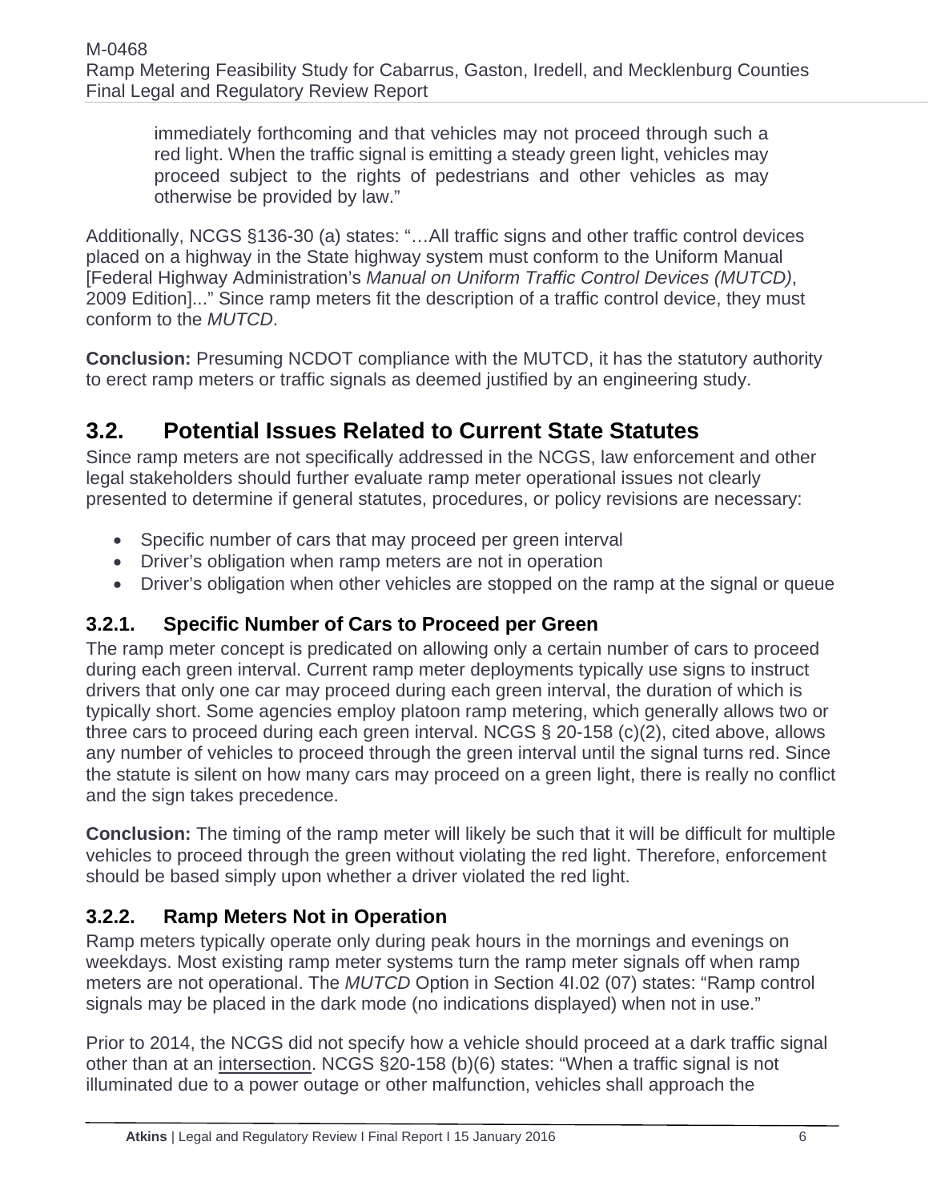> immediately forthcoming and that vehicles may not proceed through such a red light. When the traffic signal is emitting a steady green light, vehicles may proceed subject to the rights of pedestrians and other vehicles as may otherwise be provided by law."

Additionally, NCGS §136-30 (a) states: "…All traffic signs and other traffic control devices placed on a highway in the State highway system must conform to the Uniform Manual [Federal Highway Administration's *Manual on Uniform Traffic Control Devices (MUTCD)*, 2009 Edition]..." Since ramp meters fit the description of a traffic control device, they must conform to the *MUTCD*.

**Conclusion:** Presuming NCDOT compliance with the MUTCD, it has the statutory authority to erect ramp meters or traffic signals as deemed justified by an engineering study.

## 3.2. Potential Issues Related to Current State Statutes

Since ramp meters are not specifically addressed in the NCGS, law enforcement and other legal stakeholders should further evaluate ramp meter operational issues not clearly presented to determine if general statutes, procedures, or policy revisions are necessary:

- Specific number of cars that may proceed per green interval
- Driver's obligation when ramp meters are not in operation
- Driver's obligation when other vehicles are stopped on the ramp at the signal or queue

### 3.2.1. Specific Number of Cars to Proceed per Green

The ramp meter concept is predicated on allowing only a certain number of cars to proceed during each green interval. Current ramp meter deployments typically use signs to instruct drivers that only one car may proceed during each green interval, the duration of which is typically short. Some agencies employ platoon ramp metering, which generally allows two or three cars to proceed during each green interval. NCGS § 20-158 (c)(2), cited above, allows any number of vehicles to proceed through the green interval until the signal turns red. Since the statute is silent on how many cars may proceed on a green light, there is really no conflict and the sign takes precedence.

**Conclusion:** The timing of the ramp meter will likely be such that it will be difficult for multiple vehicles to proceed through the green without violating the red light. Therefore, enforcement should be based simply upon whether a driver violated the red light.

### 3.2.2. Ramp Meters Not in Operation

Ramp meters typically operate only during peak hours in the mornings and evenings on weekdays. Most existing ramp meter systems turn the ramp meter signals off when ramp meters are not operational. The *MUTCD* Option in Section 4I.02 (07) states: "Ramp control signals may be placed in the dark mode (no indications displayed) when not in use."

Prior to 2014, the NCGS did not specify how a vehicle should proceed at a dark traffic signal other than at an <u>intersection</u>. NCGS §20-158 (b)(6) states: "When a traffic signal is not illuminated due to a power outage or other malfunction, vehicles shall approach the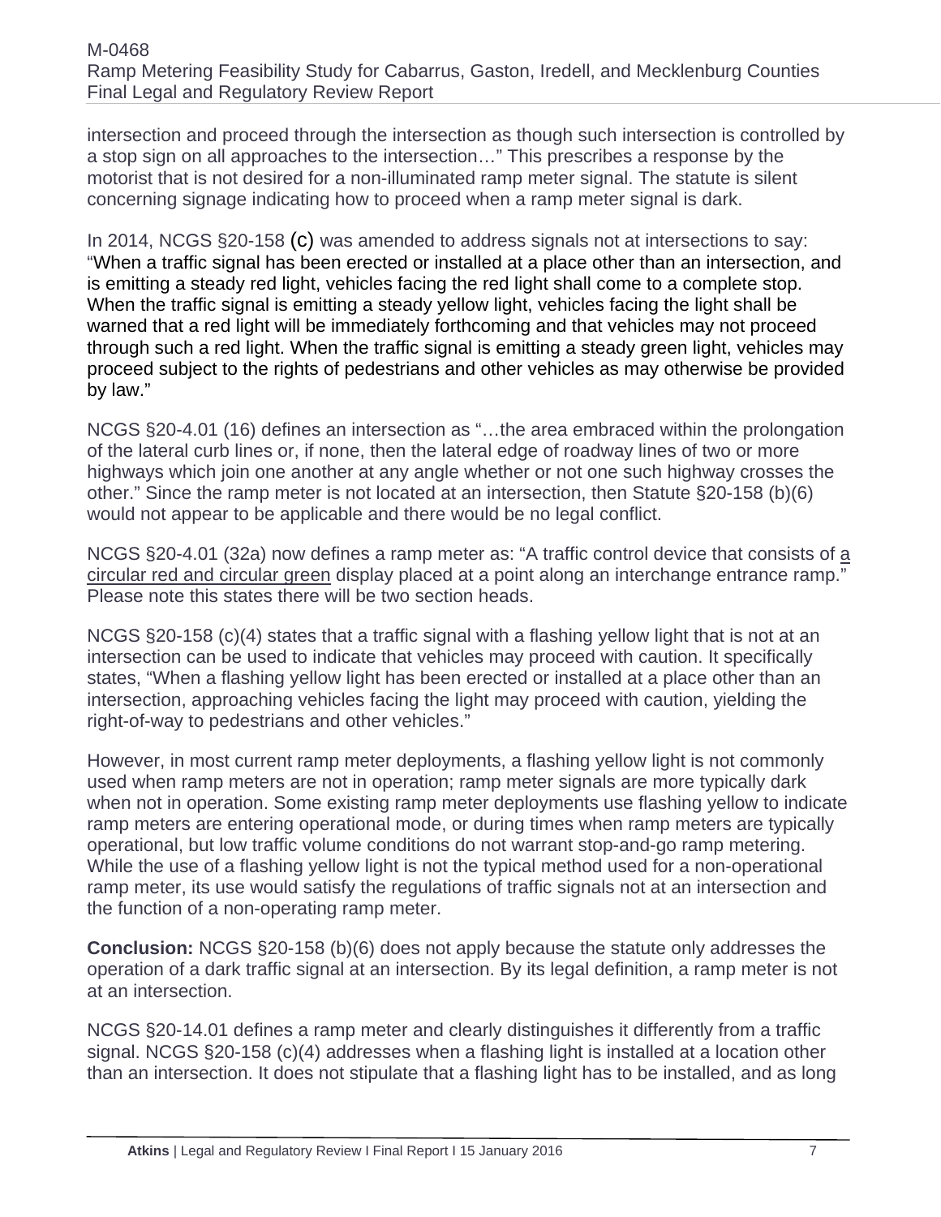intersection and proceed through the intersection as though such intersection is controlled by a stop sign on all approaches to the intersection…" This prescribes a response by the motorist that is not desired for a non-illuminated ramp meter signal. The statute is silent concerning signage indicating how to proceed when a ramp meter signal is dark.

In 2014, NCGS §20-158 (c) was amended to address signals not at intersections to say: "When a traffic signal has been erected or installed at a place other than an intersection, and is emitting a steady red light, vehicles facing the red light shall come to a complete stop. When the traffic signal is emitting a steady yellow light, vehicles facing the light shall be warned that a red light will be immediately forthcoming and that vehicles may not proceed through such a red light. When the traffic signal is emitting a steady green light, vehicles may proceed subject to the rights of pedestrians and other vehicles as may otherwise be provided by law."

NCGS §20-4.01 (16) defines an intersection as "…the area embraced within the prolongation of the lateral curb lines or, if none, then the lateral edge of roadway lines of two or more highways which join one another at any angle whether or not one such highway crosses the other." Since the ramp meter is not located at an intersection, then Statute §20-158 (b)(6) would not appear to be applicable and there would be no legal conflict.

NCGS §20-4.01 (32a) now defines a ramp meter as: "A traffic control device that consists of <u>a circular red and circular green</u> display placed at a point along an interchange entrance ramp." Please note this states there will be two section heads.

NCGS §20-158 (c)(4) states that a traffic signal with a flashing yellow light that is not at an intersection can be used to indicate that vehicles may proceed with caution. It specifically states, "When a flashing yellow light has been erected or installed at a place other than an intersection, approaching vehicles facing the light may proceed with caution, yielding the right-of-way to pedestrians and other vehicles."

However, in most current ramp meter deployments, a flashing yellow light is not commonly used when ramp meters are not in operation; ramp meter signals are more typically dark when not in operation. Some existing ramp meter deployments use flashing yellow to indicate ramp meters are entering operational mode, or during times when ramp meters are typically operational, but low traffic volume conditions do not warrant stop-and-go ramp metering. While the use of a flashing yellow light is not the typical method used for a non-operational ramp meter, its use would satisfy the regulations of traffic signals not at an intersection and the function of a non-operating ramp meter.

**Conclusion:** NCGS §20-158 (b)(6) does not apply because the statute only addresses the operation of a dark traffic signal at an intersection. By its legal definition, a ramp meter is not at an intersection.

NCGS §20-14.01 defines a ramp meter and clearly distinguishes it differently from a traffic signal. NCGS §20-158 (c)(4) addresses when a flashing light is installed at a location other than an intersection. It does not stipulate that a flashing light has to be installed, and as long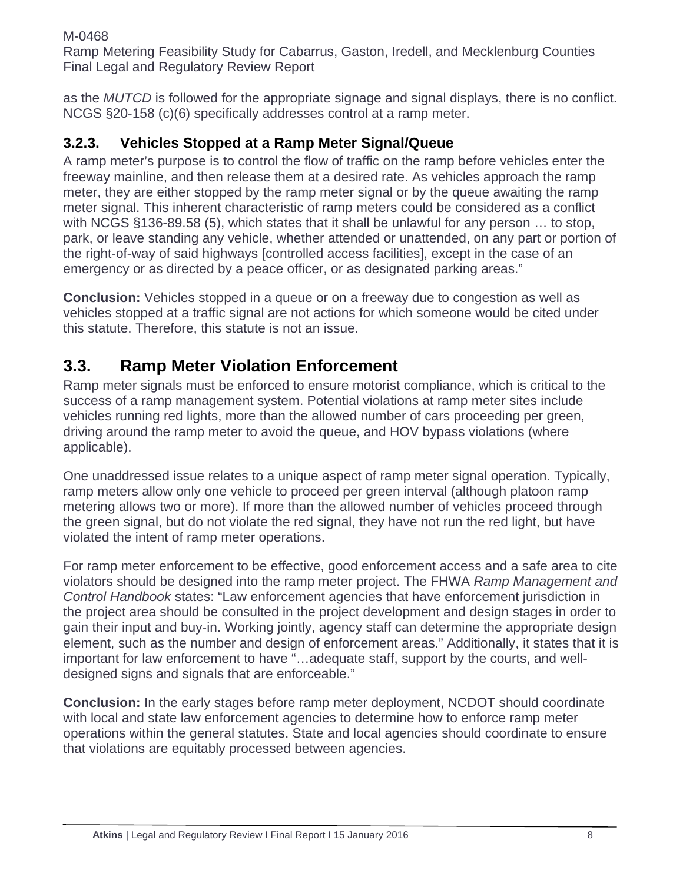as the *MUTCD* is followed for the appropriate signage and signal displays, there is no conflict. NCGS §20-158 (c)(6) specifically addresses control at a ramp meter.

### 3.2.3. Vehicles Stopped at a Ramp Meter Signal/Queue

A ramp meter's purpose is to control the flow of traffic on the ramp before vehicles enter the freeway mainline, and then release them at a desired rate. As vehicles approach the ramp meter, they are either stopped by the ramp meter signal or by the queue awaiting the ramp meter signal. This inherent characteristic of ramp meters could be considered as a conflict with NCGS §136-89.58 (5), which states that it shall be unlawful for any person … to stop, park, or leave standing any vehicle, whether attended or unattended, on any part or portion of the right-of-way of said highways [controlled access facilities], except in the case of an emergency or as directed by a peace officer, or as designated parking areas."

**Conclusion:** Vehicles stopped in a queue or on a freeway due to congestion as well as vehicles stopped at a traffic signal are not actions for which someone would be cited under this statute. Therefore, this statute is not an issue.

## 3.3. Ramp Meter Violation Enforcement

Ramp meter signals must be enforced to ensure motorist compliance, which is critical to the success of a ramp management system. Potential violations at ramp meter sites include vehicles running red lights, more than the allowed number of cars proceeding per green, driving around the ramp meter to avoid the queue, and HOV bypass violations (where applicable).

One unaddressed issue relates to a unique aspect of ramp meter signal operation. Typically, ramp meters allow only one vehicle to proceed per green interval (although platoon ramp metering allows two or more). If more than the allowed number of vehicles proceed through the green signal, but do not violate the red signal, they have not run the red light, but have violated the intent of ramp meter operations.

For ramp meter enforcement to be effective, good enforcement access and a safe area to cite violators should be designed into the ramp meter project. The FHWA *Ramp Management and Control Handbook* states: "Law enforcement agencies that have enforcement jurisdiction in the project area should be consulted in the project development and design stages in order to gain their input and buy-in. Working jointly, agency staff can determine the appropriate design element, such as the number and design of enforcement areas." Additionally, it states that it is important for law enforcement to have "…adequate staff, support by the courts, and well-designed signs and signals that are enforceable."

**Conclusion:** In the early stages before ramp meter deployment, NCDOT should coordinate with local and state law enforcement agencies to determine how to enforce ramp meter operations within the general statutes. State and local agencies should coordinate to ensure that violations are equitably processed between agencies.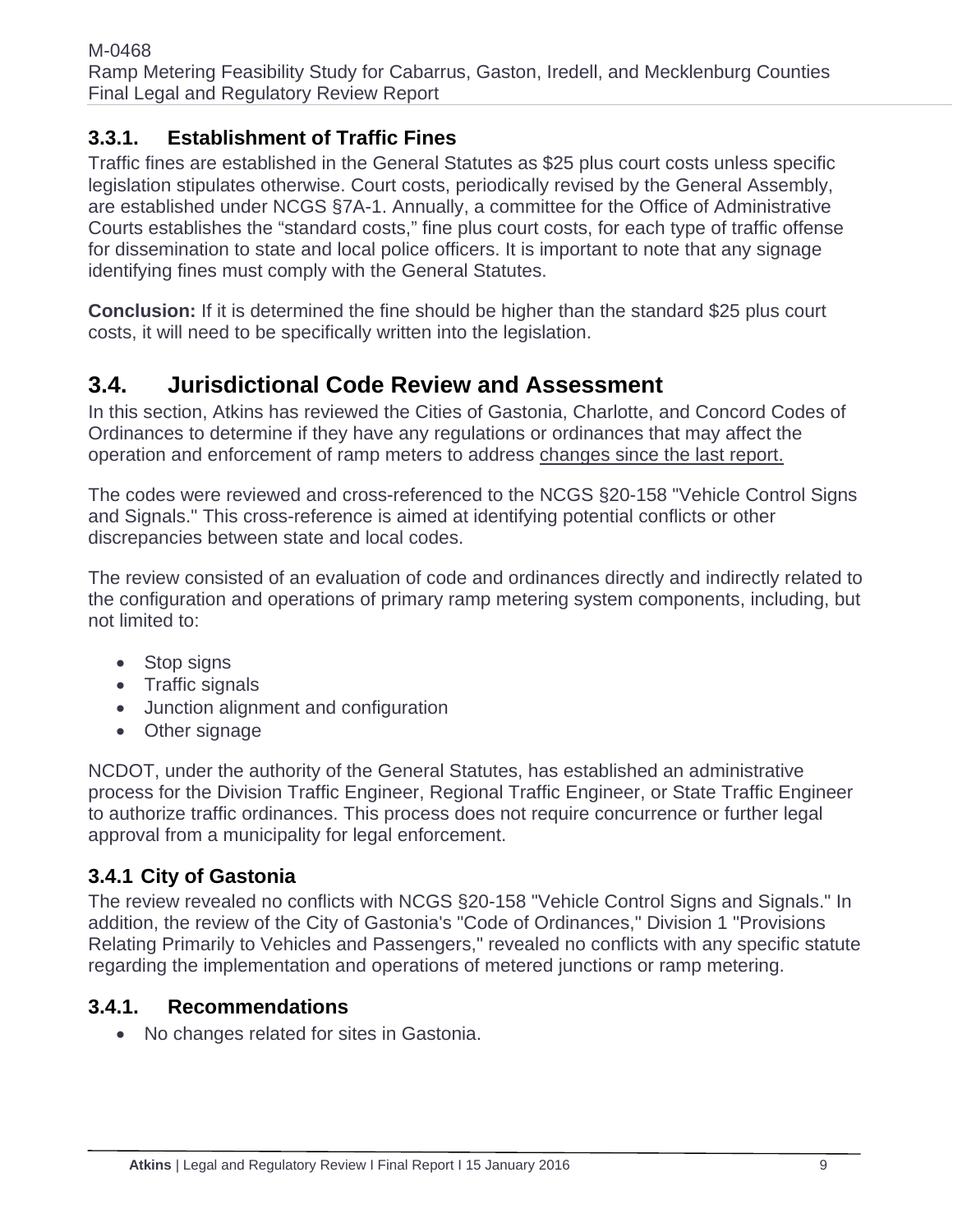### 3.3.1. Establishment of Traffic Fines

Traffic fines are established in the General Statutes as $25 plus court costs unless specific legislation stipulates otherwise. Court costs, periodically revised by the General Assembly, are established under NCGS §7A-1. Annually, a committee for the Office of Administrative Courts establishes the "standard costs," fine plus court costs, for each type of traffic offense for dissemination to state and local police officers. It is important to note that any signage identifying fines must comply with the General Statutes.

**Conclusion:** If it is determined the fine should be higher than the standard $25 plus court costs, it will need to be specifically written into the legislation.

## 3.4. Jurisdictional Code Review and Assessment

In this section, Atkins has reviewed the Cities of Gastonia, Charlotte, and Concord Codes of Ordinances to determine if they have any regulations or ordinances that may affect the operation and enforcement of ramp meters to address changes since the last report.

The codes were reviewed and cross-referenced to the NCGS §20-158 "Vehicle Control Signs and Signals." This cross-reference is aimed at identifying potential conflicts or other discrepancies between state and local codes.

The review consisted of an evaluation of code and ordinances directly and indirectly related to the configuration and operations of primary ramp metering system components, including, but not limited to:

- Stop signs
- Traffic signals
- Junction alignment and configuration
- Other signage

NCDOT, under the authority of the General Statutes, has established an administrative process for the Division Traffic Engineer, Regional Traffic Engineer, or State Traffic Engineer to authorize traffic ordinances. This process does not require concurrence or further legal approval from a municipality for legal enforcement.

### 3.4.1 City of Gastonia

The review revealed no conflicts with NCGS §20-158 "Vehicle Control Signs and Signals." In addition, the review of the City of Gastonia's "Code of Ordinances," Division 1 "Provisions Relating Primarily to Vehicles and Passengers," revealed no conflicts with any specific statute regarding the implementation and operations of metered junctions or ramp metering.

### 3.4.1. Recommendations

- No changes related for sites in Gastonia.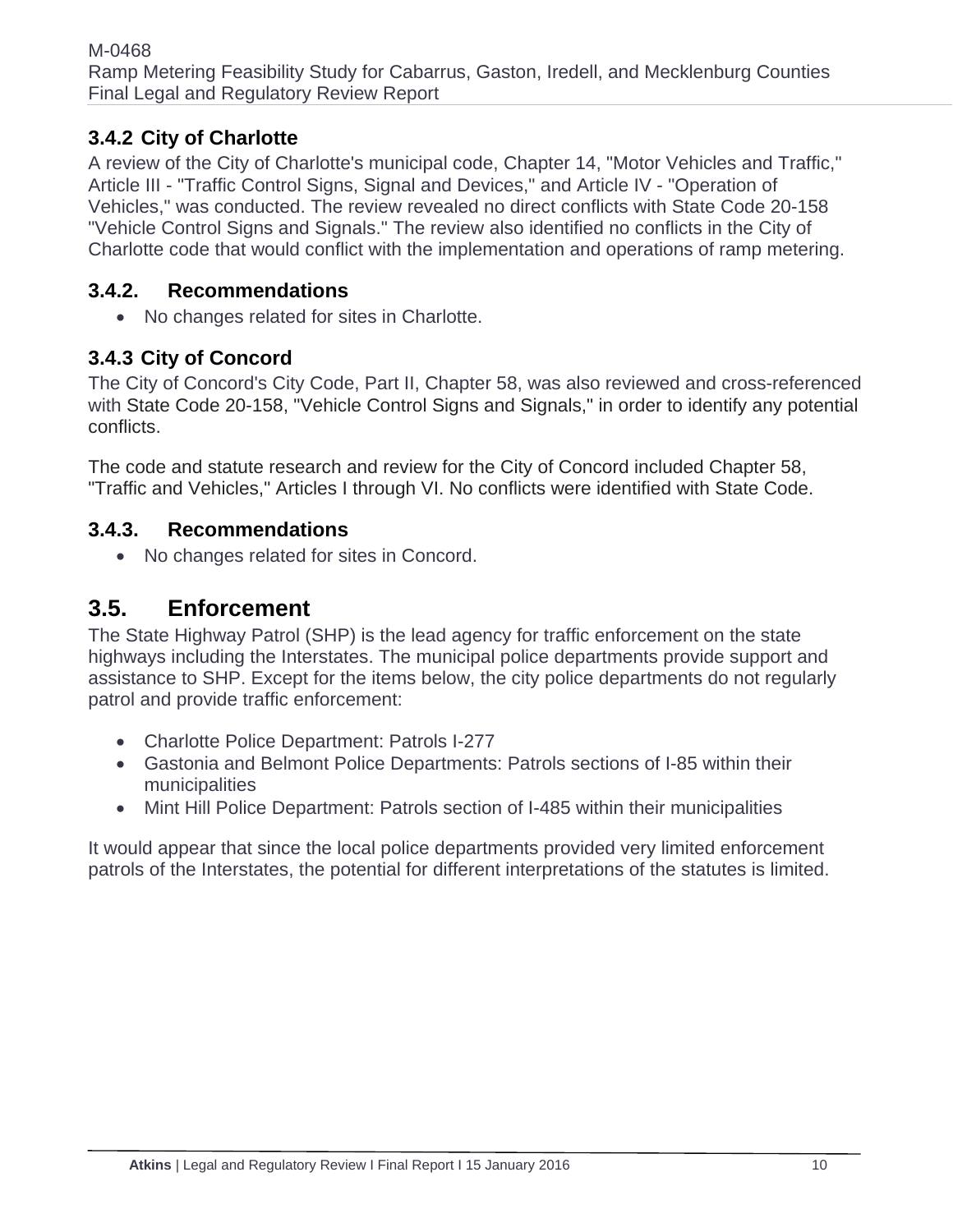### 3.4.2 City of Charlotte

A review of the City of Charlotte's municipal code, Chapter 14, "Motor Vehicles and Traffic," Article III - "Traffic Control Signs, Signal and Devices," and Article IV - "Operation of Vehicles," was conducted. The review revealed no direct conflicts with State Code 20-158 "Vehicle Control Signs and Signals." The review also identified no conflicts in the City of Charlotte code that would conflict with the implementation and operations of ramp metering.

### 3.4.2. Recommendations

- No changes related for sites in Charlotte.

### 3.4.3 City of Concord

The City of Concord's City Code, Part II, Chapter 58, was also reviewed and cross-referenced with State Code 20-158, "Vehicle Control Signs and Signals," in order to identify any potential conflicts.

The code and statute research and review for the City of Concord included Chapter 58, "Traffic and Vehicles," Articles I through VI. No conflicts were identified with State Code.

### 3.4.3. Recommendations

- No changes related for sites in Concord.

## 3.5. Enforcement

The State Highway Patrol (SHP) is the lead agency for traffic enforcement on the state highways including the Interstates. The municipal police departments provide support and assistance to SHP. Except for the items below, the city police departments do not regularly patrol and provide traffic enforcement:

- Charlotte Police Department: Patrols I-277
- Gastonia and Belmont Police Departments: Patrols sections of I-85 within their municipalities
- Mint Hill Police Department: Patrols section of I-485 within their municipalities

It would appear that since the local police departments provided very limited enforcement patrols of the Interstates, the potential for different interpretations of the statutes is limited.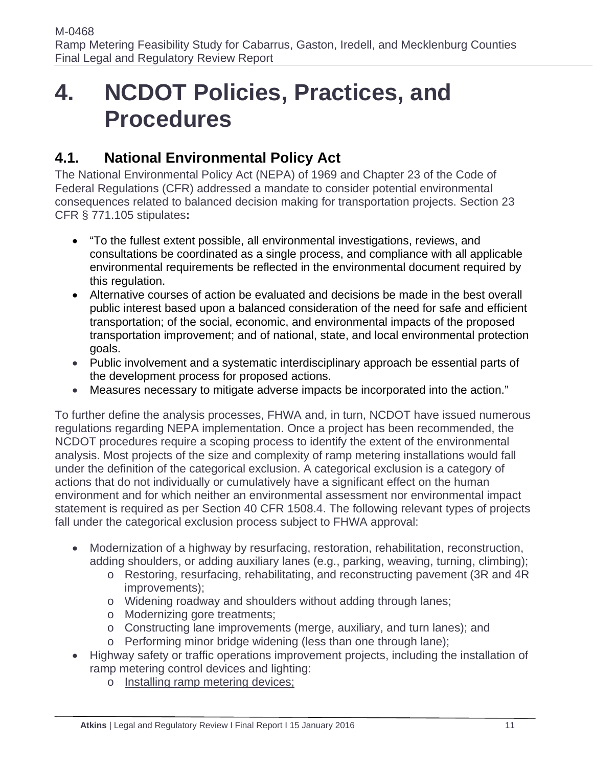# 4. NCDOT Policies, Practices, and Procedures

## 4.1. National Environmental Policy Act

The National Environmental Policy Act (NEPA) of 1969 and Chapter 23 of the Code of Federal Regulations (CFR) addressed a mandate to consider potential environmental consequences related to balanced decision making for transportation projects. Section 23 CFR § 771.105 stipulates**:**

- "To the fullest extent possible, all environmental investigations, reviews, and consultations be coordinated as a single process, and compliance with all applicable environmental requirements be reflected in the environmental document required by this regulation.
- Alternative courses of action be evaluated and decisions be made in the best overall public interest based upon a balanced consideration of the need for safe and efficient transportation; of the social, economic, and environmental impacts of the proposed transportation improvement; and of national, state, and local environmental protection goals.
- Public involvement and a systematic interdisciplinary approach be essential parts of the development process for proposed actions.
- Measures necessary to mitigate adverse impacts be incorporated into the action."

To further define the analysis processes, FHWA and, in turn, NCDOT have issued numerous regulations regarding NEPA implementation. Once a project has been recommended, the NCDOT procedures require a scoping process to identify the extent of the environmental analysis. Most projects of the size and complexity of ramp metering installations would fall under the definition of the categorical exclusion. A categorical exclusion is a category of actions that do not individually or cumulatively have a significant effect on the human environment and for which neither an environmental assessment nor environmental impact statement is required as per Section 40 CFR 1508.4. The following relevant types of projects fall under the categorical exclusion process subject to FHWA approval:

- Modernization of a highway by resurfacing, restoration, rehabilitation, reconstruction, adding shoulders, or adding auxiliary lanes (e.g., parking, weaving, turning, climbing);
  - Restoring, resurfacing, rehabilitating, and reconstructing pavement (3R and 4R improvements);
  - Widening roadway and shoulders without adding through lanes;
  - Modernizing gore treatments;
  - Constructing lane improvements (merge, auxiliary, and turn lanes); and
  - Performing minor bridge widening (less than one through lane);
- Highway safety or traffic operations improvement projects, including the installation of ramp metering control devices and lighting:
  - <u>Installing ramp metering devices;</u>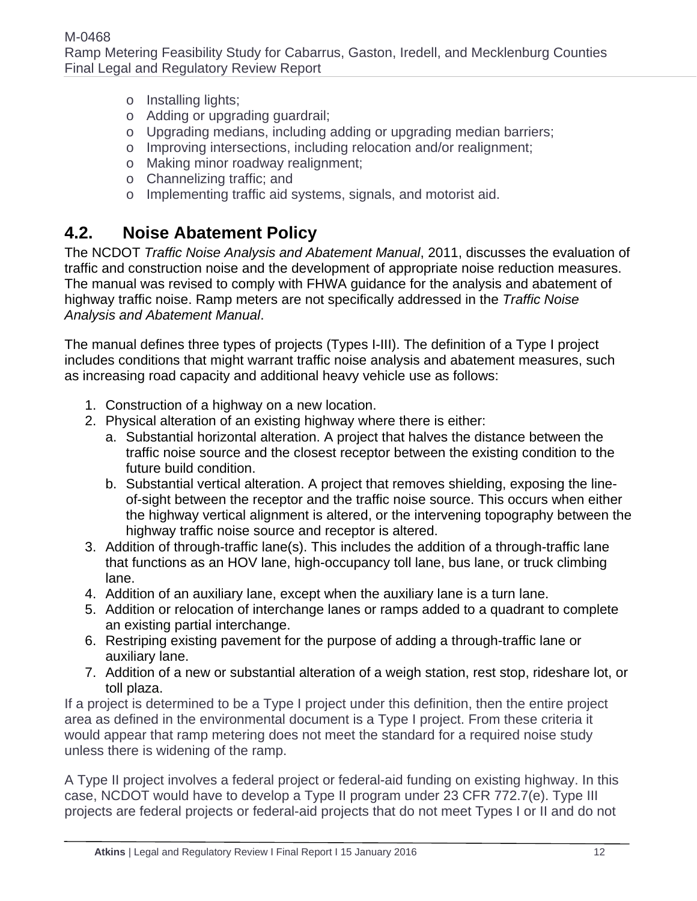- Installing lights;
- Adding or upgrading guardrail;
- Upgrading medians, including adding or upgrading median barriers;
- Improving intersections, including relocation and/or realignment;
- Making minor roadway realignment;
- Channelizing traffic; and
- Implementing traffic aid systems, signals, and motorist aid.

## 4.2. Noise Abatement Policy

The NCDOT *Traffic Noise Analysis and Abatement Manual*, 2011, discusses the evaluation of traffic and construction noise and the development of appropriate noise reduction measures. The manual was revised to comply with FHWA guidance for the analysis and abatement of highway traffic noise. Ramp meters are not specifically addressed in the *Traffic Noise Analysis and Abatement Manual*.

The manual defines three types of projects (Types I-III). The definition of a Type I project includes conditions that might warrant traffic noise analysis and abatement measures, such as increasing road capacity and additional heavy vehicle use as follows:

1. Construction of a highway on a new location.
2. Physical alteration of an existing highway where there is either:
   a. Substantial horizontal alteration. A project that halves the distance between the traffic noise source and the closest receptor between the existing condition to the future build condition.
   b. Substantial vertical alteration. A project that removes shielding, exposing the line-of-sight between the receptor and the traffic noise source. This occurs when either the highway vertical alignment is altered, or the intervening topography between the highway traffic noise source and receptor is altered.
3. Addition of through-traffic lane(s). This includes the addition of a through-traffic lane that functions as an HOV lane, high-occupancy toll lane, bus lane, or truck climbing lane.
4. Addition of an auxiliary lane, except when the auxiliary lane is a turn lane.
5. Addition or relocation of interchange lanes or ramps added to a quadrant to complete an existing partial interchange.
6. Restriping existing pavement for the purpose of adding a through-traffic lane or auxiliary lane.
7. Addition of a new or substantial alteration of a weigh station, rest stop, rideshare lot, or toll plaza.

If a project is determined to be a Type I project under this definition, then the entire project area as defined in the environmental document is a Type I project. From these criteria it would appear that ramp metering does not meet the standard for a required noise study unless there is widening of the ramp.

A Type II project involves a federal project or federal-aid funding on existing highway. In this case, NCDOT would have to develop a Type II program under 23 CFR 772.7(e). Type III projects are federal projects or federal-aid projects that do not meet Types I or II and do not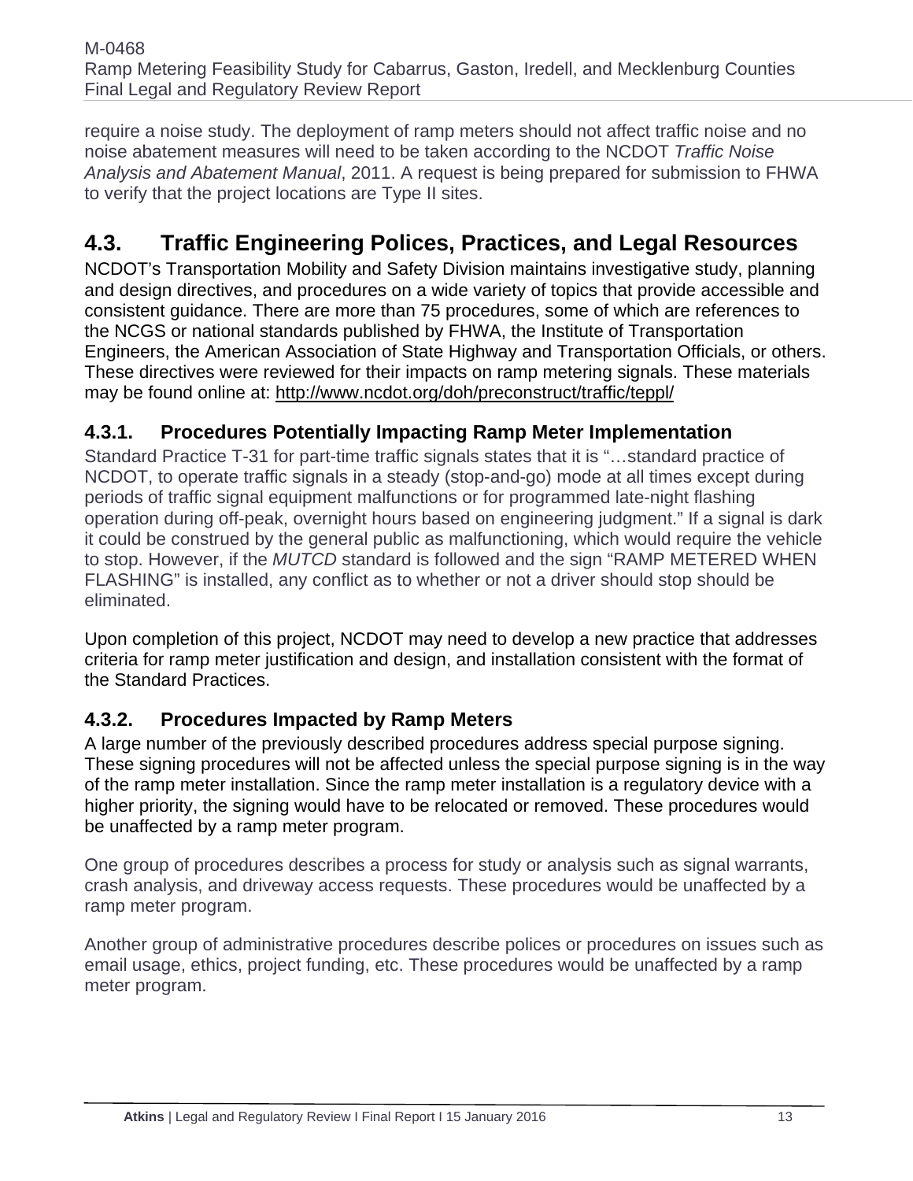require a noise study. The deployment of ramp meters should not affect traffic noise and no noise abatement measures will need to be taken according to the NCDOT *Traffic Noise Analysis and Abatement Manual*, 2011. A request is being prepared for submission to FHWA to verify that the project locations are Type II sites.

## 4.3. Traffic Engineering Polices, Practices, and Legal Resources

NCDOT's Transportation Mobility and Safety Division maintains investigative study, planning and design directives, and procedures on a wide variety of topics that provide accessible and consistent guidance. There are more than 75 procedures, some of which are references to the NCGS or national standards published by FHWA, the Institute of Transportation Engineers, the American Association of State Highway and Transportation Officials, or others. These directives were reviewed for their impacts on ramp metering signals. These materials may be found online at: http://www.ncdot.org/doh/preconstruct/traffic/teppl/

### 4.3.1. Procedures Potentially Impacting Ramp Meter Implementation

Standard Practice T-31 for part-time traffic signals states that it is "…standard practice of NCDOT, to operate traffic signals in a steady (stop-and-go) mode at all times except during periods of traffic signal equipment malfunctions or for programmed late-night flashing operation during off-peak, overnight hours based on engineering judgment." If a signal is dark it could be construed by the general public as malfunctioning, which would require the vehicle to stop. However, if the *MUTCD* standard is followed and the sign "RAMP METERED WHEN FLASHING" is installed, any conflict as to whether or not a driver should stop should be eliminated.

Upon completion of this project, NCDOT may need to develop a new practice that addresses criteria for ramp meter justification and design, and installation consistent with the format of the Standard Practices.

### 4.3.2. Procedures Impacted by Ramp Meters

A large number of the previously described procedures address special purpose signing. These signing procedures will not be affected unless the special purpose signing is in the way of the ramp meter installation. Since the ramp meter installation is a regulatory device with a higher priority, the signing would have to be relocated or removed. These procedures would be unaffected by a ramp meter program.

One group of procedures describes a process for study or analysis such as signal warrants, crash analysis, and driveway access requests. These procedures would be unaffected by a ramp meter program.

Another group of administrative procedures describe polices or procedures on issues such as email usage, ethics, project funding, etc. These procedures would be unaffected by a ramp meter program.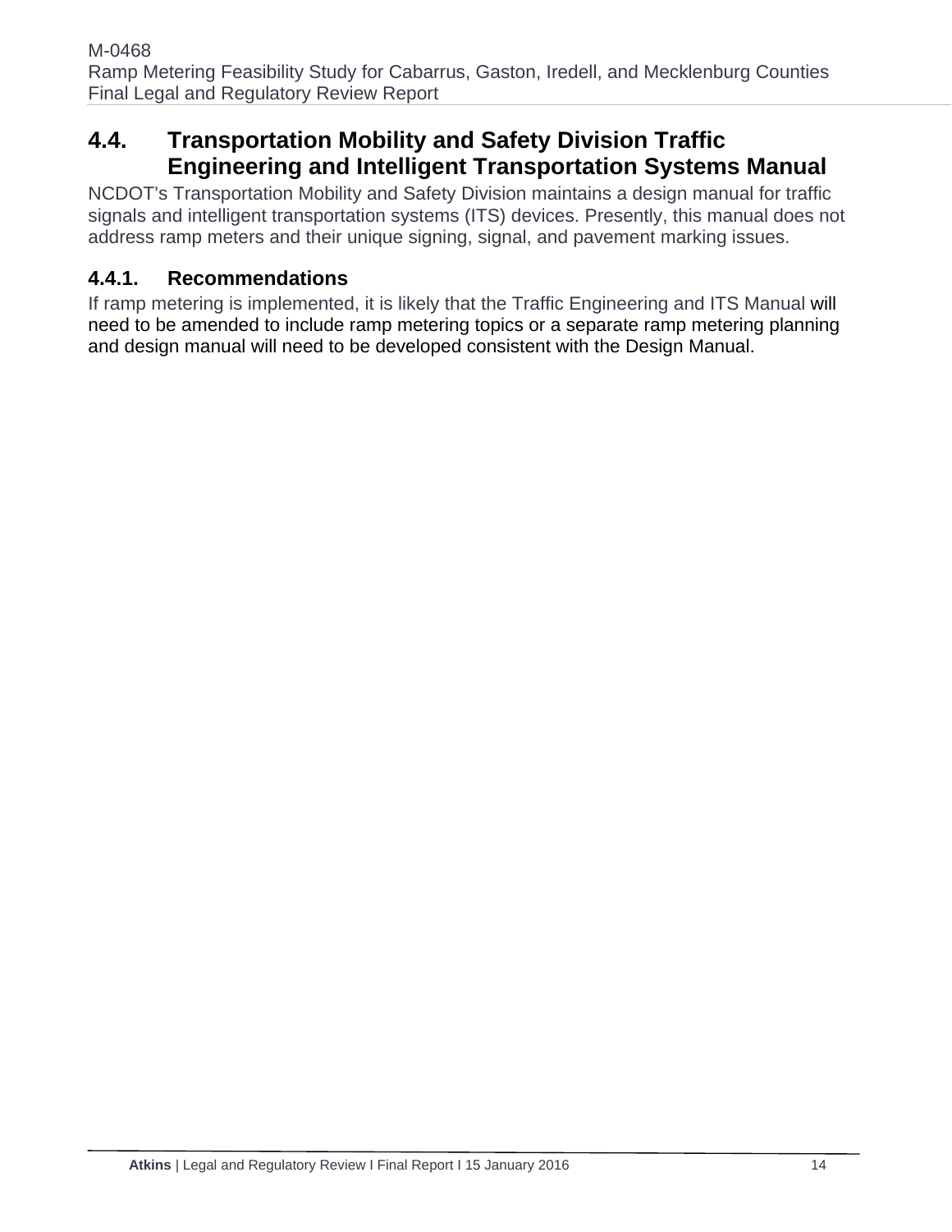## 4.4. Transportation Mobility and Safety Division Traffic Engineering and Intelligent Transportation Systems Manual

NCDOT's Transportation Mobility and Safety Division maintains a design manual for traffic signals and intelligent transportation systems (ITS) devices. Presently, this manual does not address ramp meters and their unique signing, signal, and pavement marking issues.

### 4.4.1. Recommendations

If ramp metering is implemented, it is likely that the Traffic Engineering and ITS Manual will need to be amended to include ramp metering topics or a separate ramp metering planning and design manual will need to be developed consistent with the Design Manual.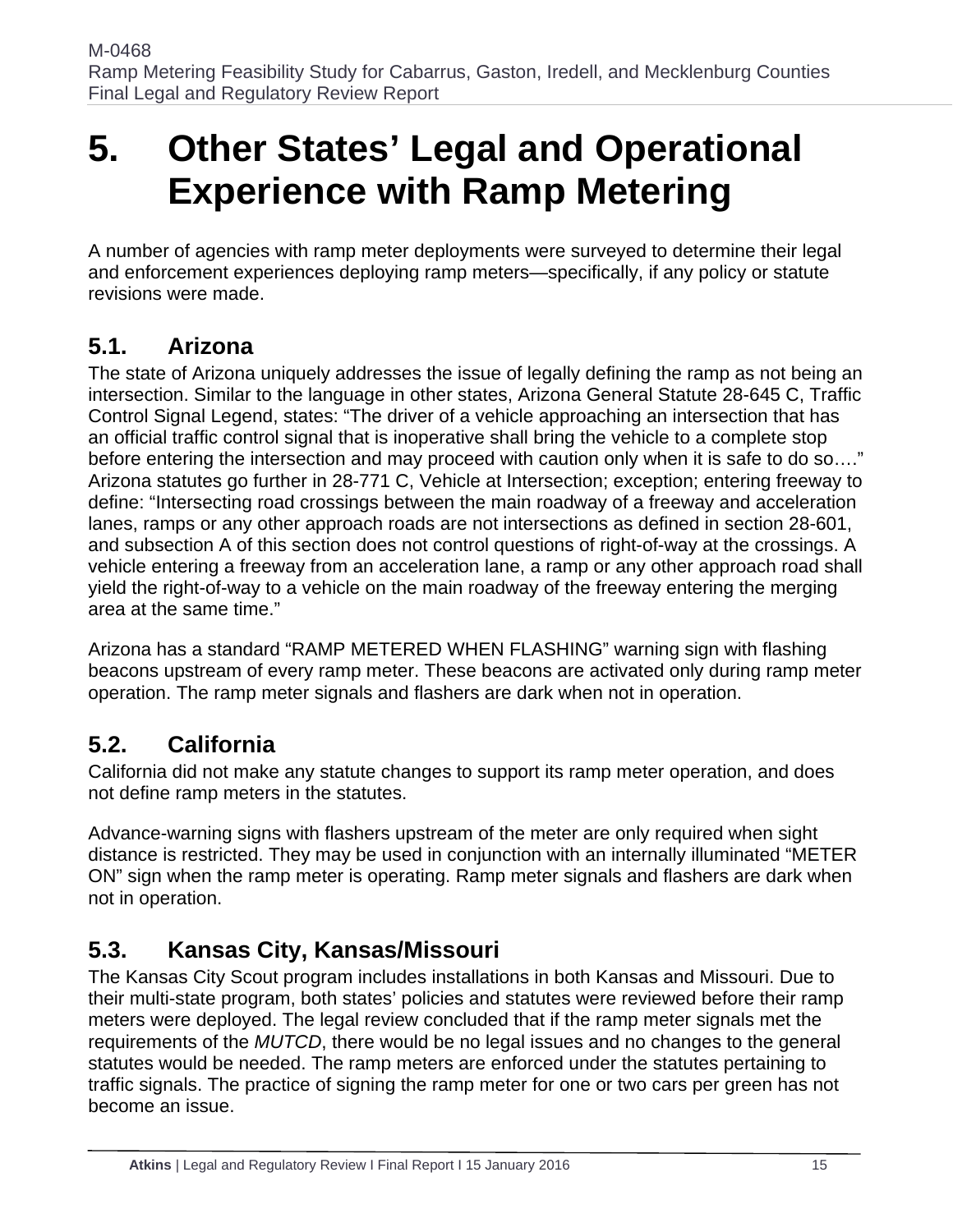# 5. Other States' Legal and Operational Experience with Ramp Metering

A number of agencies with ramp meter deployments were surveyed to determine their legal and enforcement experiences deploying ramp meters—specifically, if any policy or statute revisions were made.

## 5.1. Arizona

The state of Arizona uniquely addresses the issue of legally defining the ramp as not being an intersection. Similar to the language in other states, Arizona General Statute 28-645 C, Traffic Control Signal Legend, states: "The driver of a vehicle approaching an intersection that has an official traffic control signal that is inoperative shall bring the vehicle to a complete stop before entering the intersection and may proceed with caution only when it is safe to do so…." Arizona statutes go further in 28-771 C, Vehicle at Intersection; exception; entering freeway to define: "Intersecting road crossings between the main roadway of a freeway and acceleration lanes, ramps or any other approach roads are not intersections as defined in section 28-601, and subsection A of this section does not control questions of right-of-way at the crossings. A vehicle entering a freeway from an acceleration lane, a ramp or any other approach road shall yield the right-of-way to a vehicle on the main roadway of the freeway entering the merging area at the same time."

Arizona has a standard "RAMP METERED WHEN FLASHING" warning sign with flashing beacons upstream of every ramp meter. These beacons are activated only during ramp meter operation. The ramp meter signals and flashers are dark when not in operation.

## 5.2. California

California did not make any statute changes to support its ramp meter operation, and does not define ramp meters in the statutes.

Advance-warning signs with flashers upstream of the meter are only required when sight distance is restricted. They may be used in conjunction with an internally illuminated "METER ON" sign when the ramp meter is operating. Ramp meter signals and flashers are dark when not in operation.

## 5.3. Kansas City, Kansas/Missouri

The Kansas City Scout program includes installations in both Kansas and Missouri. Due to their multi-state program, both states' policies and statutes were reviewed before their ramp meters were deployed. The legal review concluded that if the ramp meter signals met the requirements of the *MUTCD*, there would be no legal issues and no changes to the general statutes would be needed. The ramp meters are enforced under the statutes pertaining to traffic signals. The practice of signing the ramp meter for one or two cars per green has not become an issue.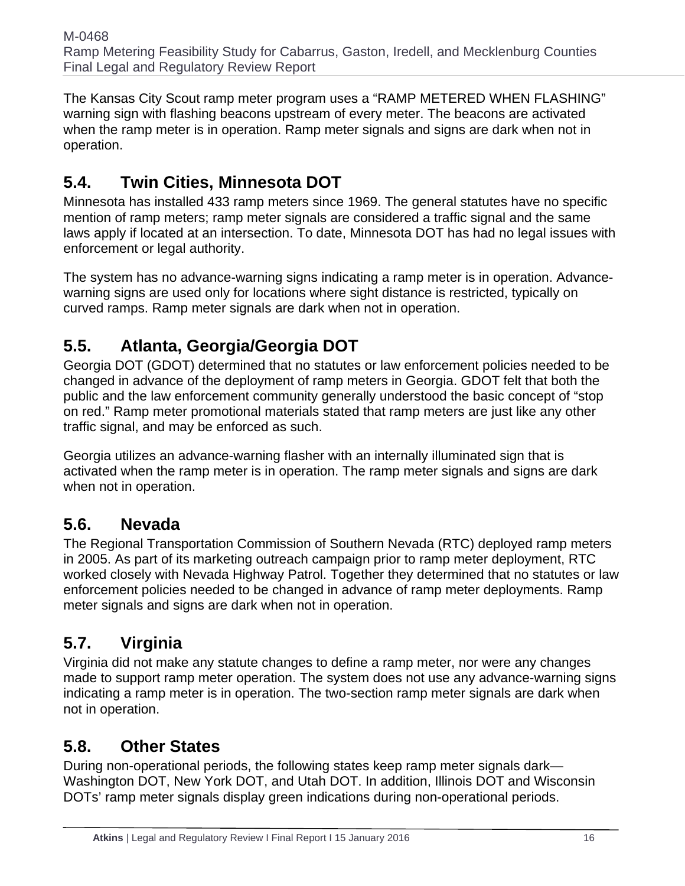The Kansas City Scout ramp meter program uses a "RAMP METERED WHEN FLASHING" warning sign with flashing beacons upstream of every meter. The beacons are activated when the ramp meter is in operation. Ramp meter signals and signs are dark when not in operation.

## 5.4. Twin Cities, Minnesota DOT

Minnesota has installed 433 ramp meters since 1969. The general statutes have no specific mention of ramp meters; ramp meter signals are considered a traffic signal and the same laws apply if located at an intersection. To date, Minnesota DOT has had no legal issues with enforcement or legal authority.

The system has no advance-warning signs indicating a ramp meter is in operation. Advance-warning signs are used only for locations where sight distance is restricted, typically on curved ramps. Ramp meter signals are dark when not in operation.

## 5.5. Atlanta, Georgia/Georgia DOT

Georgia DOT (GDOT) determined that no statutes or law enforcement policies needed to be changed in advance of the deployment of ramp meters in Georgia. GDOT felt that both the public and the law enforcement community generally understood the basic concept of "stop on red." Ramp meter promotional materials stated that ramp meters are just like any other traffic signal, and may be enforced as such.

Georgia utilizes an advance-warning flasher with an internally illuminated sign that is activated when the ramp meter is in operation. The ramp meter signals and signs are dark when not in operation.

## 5.6. Nevada

The Regional Transportation Commission of Southern Nevada (RTC) deployed ramp meters in 2005. As part of its marketing outreach campaign prior to ramp meter deployment, RTC worked closely with Nevada Highway Patrol. Together they determined that no statutes or law enforcement policies needed to be changed in advance of ramp meter deployments. Ramp meter signals and signs are dark when not in operation.

## 5.7. Virginia

Virginia did not make any statute changes to define a ramp meter, nor were any changes made to support ramp meter operation. The system does not use any advance-warning signs indicating a ramp meter is in operation. The two-section ramp meter signals are dark when not in operation.

## 5.8. Other States

During non-operational periods, the following states keep ramp meter signals dark—Washington DOT, New York DOT, and Utah DOT. In addition, Illinois DOT and Wisconsin DOTs' ramp meter signals display green indications during non-operational periods.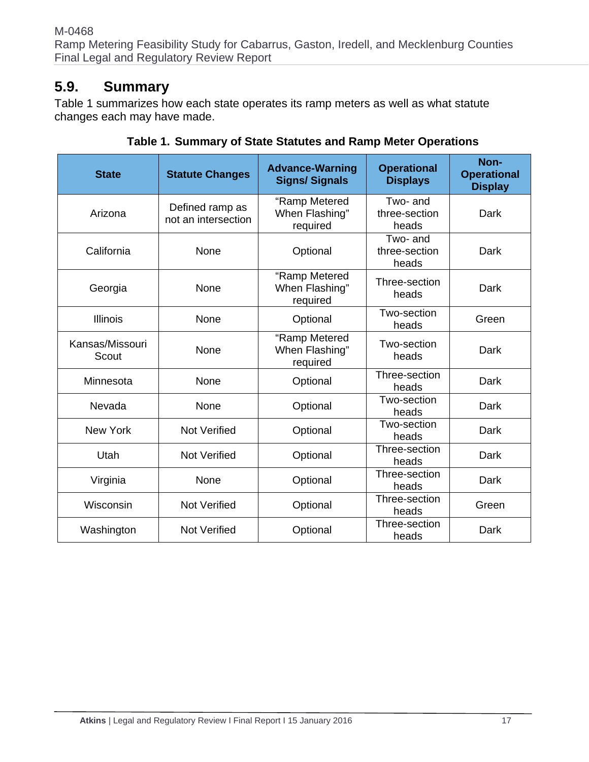## 5.9. Summary

Table 1 summarizes how each state operates its ramp meters as well as what statute changes each may have made.

**Table 1. Summary of State Statutes and Ramp Meter Operations**

| State | Statute Changes | Advance-Warning Signs/ Signals | Operational Displays | Non-Operational Display |
|---|---|---|---|---|
| Arizona | Defined ramp as not an intersection | "Ramp Metered When Flashing" required | Two- and three-section heads | Dark |
| California | None | Optional | Two- and three-section heads | Dark |
| Georgia | None | "Ramp Metered When Flashing" required | Three-section heads | Dark |
| Illinois | None | Optional | Two-section heads | Green |
| Kansas/Missouri Scout | None | "Ramp Metered When Flashing" required | Two-section heads | Dark |
| Minnesota | None | Optional | Three-section heads | Dark |
| Nevada | None | Optional | Two-section heads | Dark |
| New York | Not Verified | Optional | Two-section heads | Dark |
| Utah | Not Verified | Optional | Three-section heads | Dark |
| Virginia | None | Optional | Three-section heads | Dark |
| Wisconsin | Not Verified | Optional | Three-section heads | Green |
| Washington | Not Verified | Optional | Three-section heads | Dark |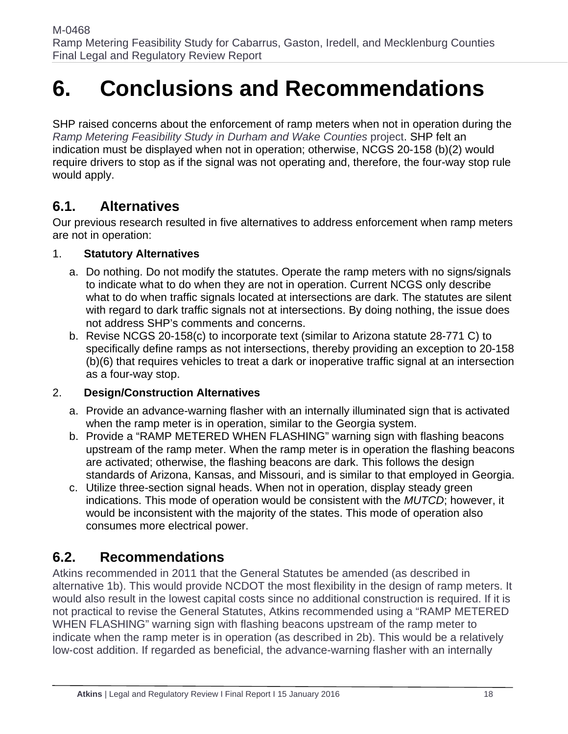# 6. Conclusions and Recommendations

SHP raised concerns about the enforcement of ramp meters when not in operation during the *Ramp Metering Feasibility Study in Durham and Wake Counties* project. SHP felt an indication must be displayed when not in operation; otherwise, NCGS 20-158 (b)(2) would require drivers to stop as if the signal was not operating and, therefore, the four-way stop rule would apply.

## 6.1. Alternatives

Our previous research resulted in five alternatives to address enforcement when ramp meters are not in operation:

1. **Statutory Alternatives**
   a. Do nothing. Do not modify the statutes. Operate the ramp meters with no signs/signals to indicate what to do when they are not in operation. Current NCGS only describe what to do when traffic signals located at intersections are dark. The statutes are silent with regard to dark traffic signals not at intersections. By doing nothing, the issue does not address SHP's comments and concerns.
   b. Revise NCGS 20-158(c) to incorporate text (similar to Arizona statute 28-771 C) to specifically define ramps as not intersections, thereby providing an exception to 20-158 (b)(6) that requires vehicles to treat a dark or inoperative traffic signal at an intersection as a four-way stop.
2. **Design/Construction Alternatives**
   a. Provide an advance-warning flasher with an internally illuminated sign that is activated when the ramp meter is in operation, similar to the Georgia system.
   b. Provide a "RAMP METERED WHEN FLASHING" warning sign with flashing beacons upstream of the ramp meter. When the ramp meter is in operation the flashing beacons are activated; otherwise, the flashing beacons are dark. This follows the design standards of Arizona, Kansas, and Missouri, and is similar to that employed in Georgia.
   c. Utilize three-section signal heads. When not in operation, display steady green indications. This mode of operation would be consistent with the *MUTCD*; however, it would be inconsistent with the majority of the states. This mode of operation also consumes more electrical power.

## 6.2. Recommendations

Atkins recommended in 2011 that the General Statutes be amended (as described in alternative 1b). This would provide NCDOT the most flexibility in the design of ramp meters. It would also result in the lowest capital costs since no additional construction is required. If it is not practical to revise the General Statutes, Atkins recommended using a "RAMP METERED WHEN FLASHING" warning sign with flashing beacons upstream of the ramp meter to indicate when the ramp meter is in operation (as described in 2b). This would be a relatively low-cost addition. If regarded as beneficial, the advance-warning flasher with an internally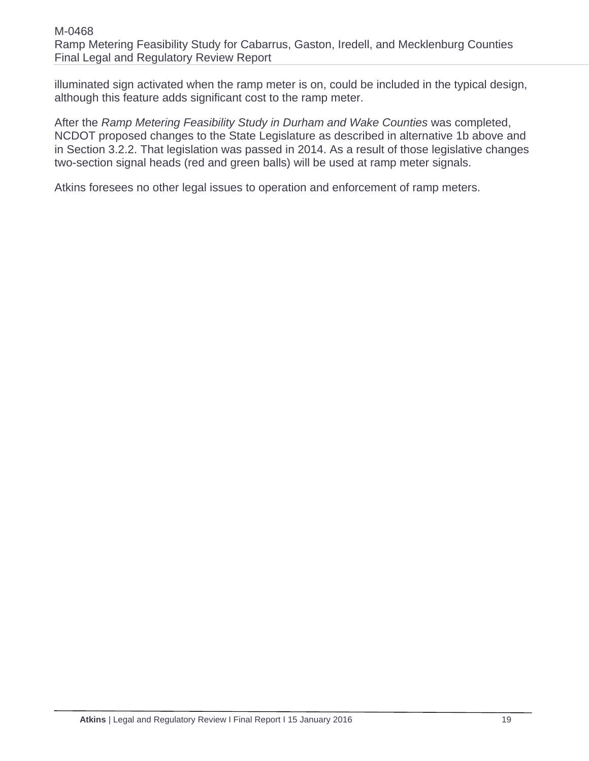illuminated sign activated when the ramp meter is on, could be included in the typical design, although this feature adds significant cost to the ramp meter.

After the *Ramp Metering Feasibility Study in Durham and Wake Counties* was completed, NCDOT proposed changes to the State Legislature as described in alternative 1b above and in Section 3.2.2. That legislation was passed in 2014. As a result of those legislative changes two-section signal heads (red and green balls) will be used at ramp meter signals.

Atkins foresees no other legal issues to operation and enforcement of ramp meters.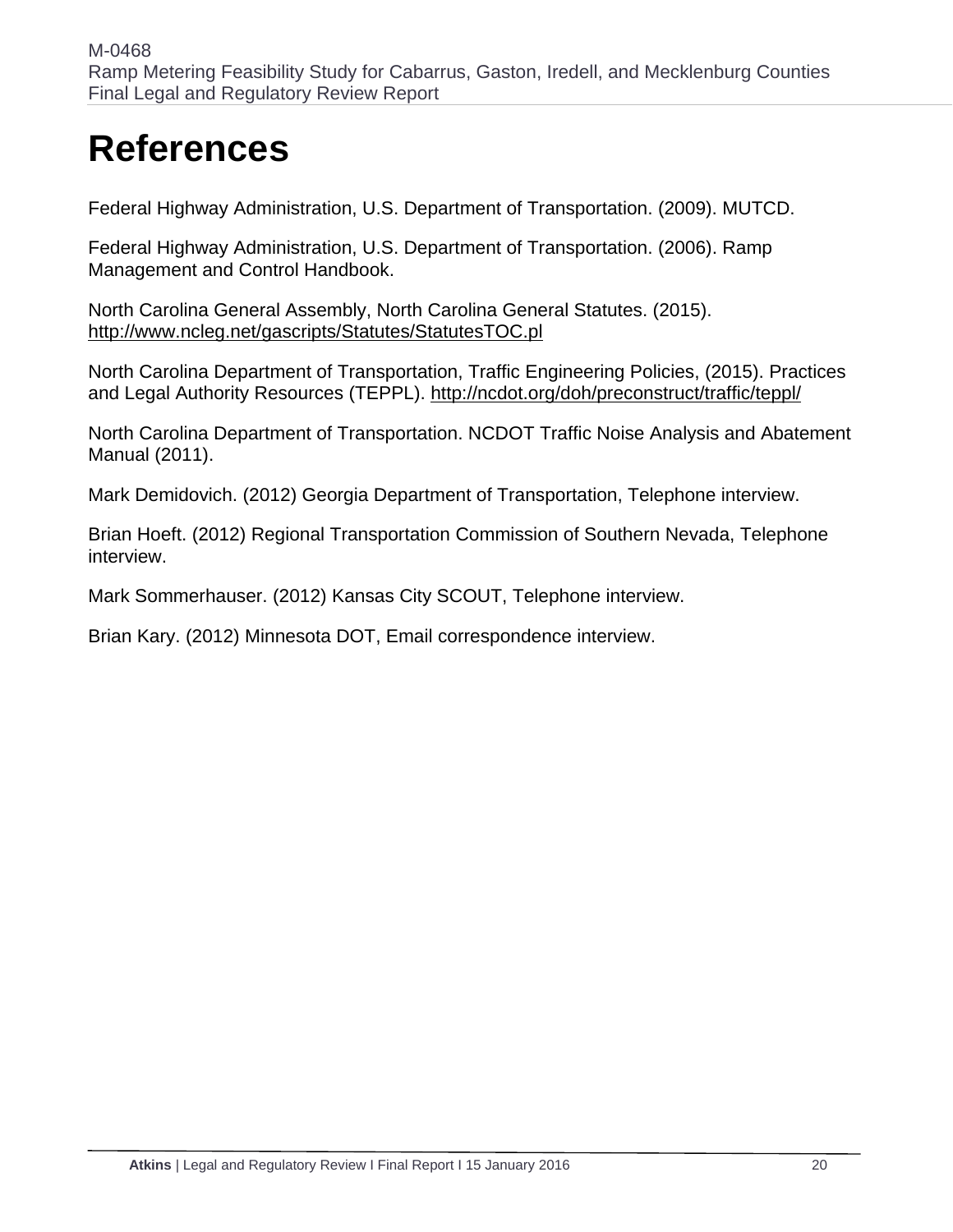# References

Federal Highway Administration, U.S. Department of Transportation. (2009). MUTCD.

Federal Highway Administration, U.S. Department of Transportation. (2006). Ramp Management and Control Handbook.

North Carolina General Assembly, North Carolina General Statutes. (2015). http://www.ncleg.net/gascripts/Statutes/StatutesTOC.pl

North Carolina Department of Transportation, Traffic Engineering Policies, (2015). Practices and Legal Authority Resources (TEPPL). http://ncdot.org/doh/preconstruct/traffic/teppl/

North Carolina Department of Transportation. NCDOT Traffic Noise Analysis and Abatement Manual (2011).

Mark Demidovich. (2012) Georgia Department of Transportation, Telephone interview.

Brian Hoeft. (2012) Regional Transportation Commission of Southern Nevada, Telephone interview.

Mark Sommerhauser. (2012) Kansas City SCOUT, Telephone interview.

Brian Kary. (2012) Minnesota DOT, Email correspondence interview.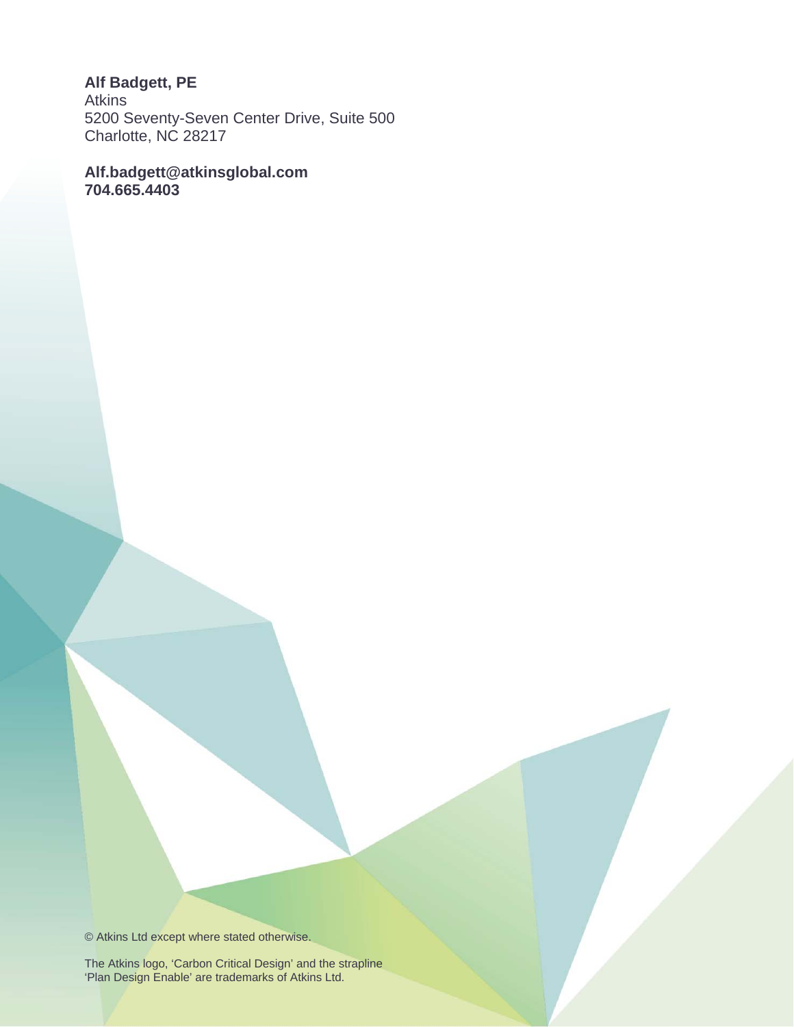**Alf Badgett, PE**
Atkins
5200 Seventy-Seven Center Drive, Suite 500
Charlotte, NC 28217

**Alf.badgett@atkinsglobal.com**
**704.665.4403**

© Atkins Ltd except where stated otherwise.

The Atkins logo, 'Carbon Critical Design' and the strapline 'Plan Design Enable' are trademarks of Atkins Ltd.